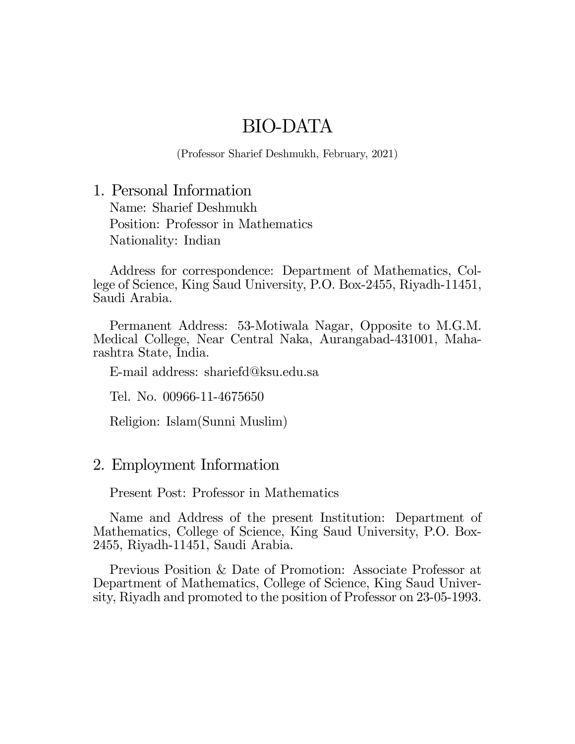# BIO-DATA

(Professor Sharief Deshmukh, February, 2021)

## 1. Personal Information

Name: Sharief Deshmukh

Position: Professor in Mathematics

Nationality: Indian

Address for correspondence: Department of Mathematics, College of Science, King Saud University, P.O. Box-2455, Riyadh-11451, Saudi Arabia.

Permanent Address: 53-Motiwala Nagar, Opposite to M.G.M. Medical College, Near Central Naka, Aurangabad-431001, Maharashtra State, India.

E-mail address: shariefd@ksu.edu.sa

Tel. No. 00966-11-4675650

Religion: Islam(Sunni Muslim)

## 2. Employment Information

Present Post: Professor in Mathematics

Name and Address of the present Institution: Department of Mathematics, College of Science, King Saud University, P.O. Box-2455, Riyadh-11451, Saudi Arabia.

Previous Position & Date of Promotion: Associate Professor at Department of Mathematics, College of Science, King Saud University, Riyadh and promoted to the position of Professor on 23-05-1993.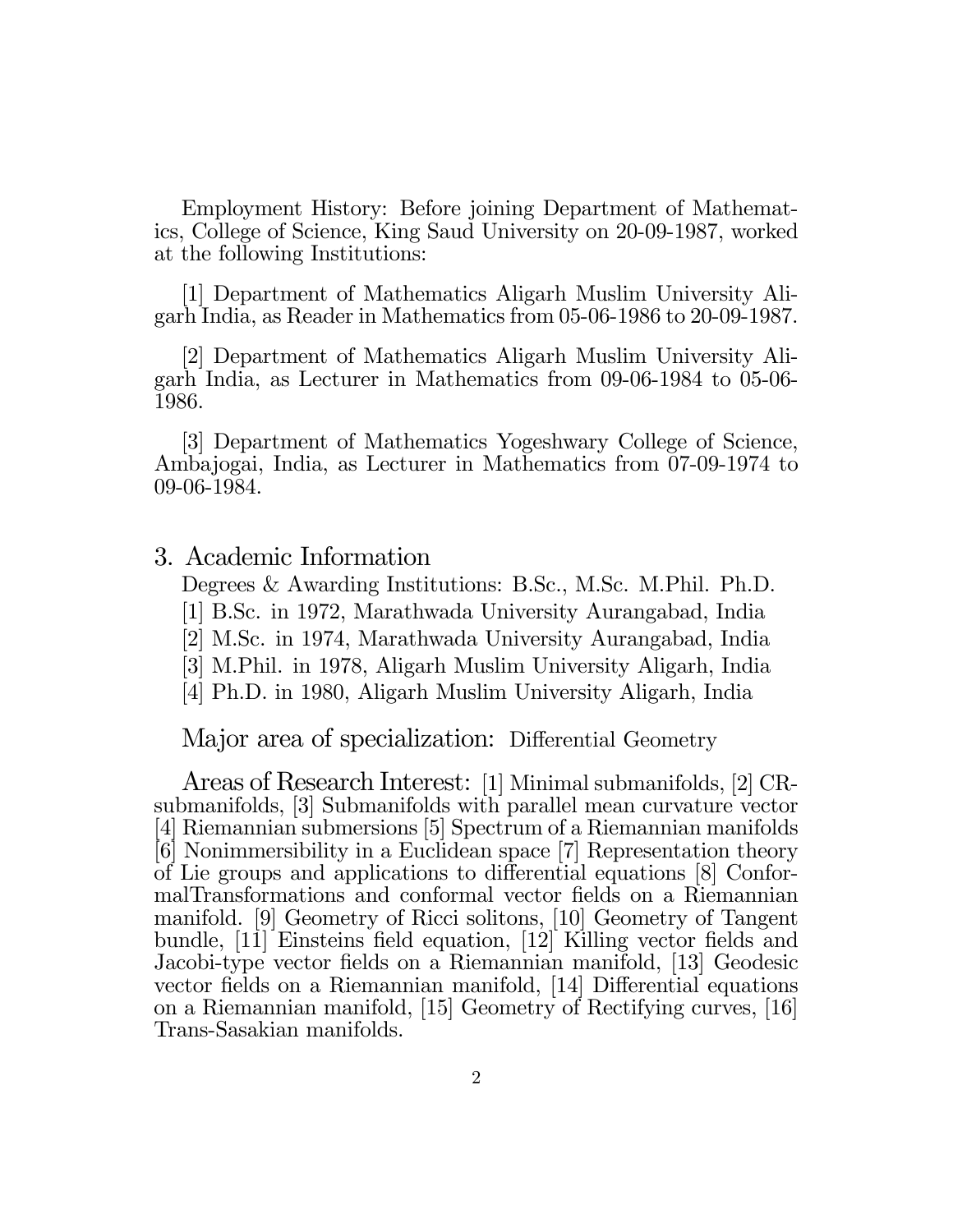Employment History: Before joining Department of Mathematics, College of Science, King Saud University on 20-09-1987, worked at the following Institutions:

[1] Department of Mathematics Aligarh Muslim University Aligarh India, as Reader in Mathematics from 05-06-1986 to 20-09-1987.

[2] Department of Mathematics Aligarh Muslim University Aligarh India, as Lecturer in Mathematics from 09-06-1984 to 05-06-1986.

[3] Department of Mathematics Yogeshwary College of Science, Ambajogai, India, as Lecturer in Mathematics from 07-09-1974 to 09-06-1984.

## 3. Academic Information

Degrees & Awarding Institutions: B.Sc., M.Sc. M.Phil. Ph.D.

[1] B.Sc. in 1972, Marathwada University Aurangabad, India

[2] M.Sc. in 1974, Marathwada University Aurangabad, India

[3] M.Phil. in 1978, Aligarh Muslim University Aligarh, India

[4] Ph.D. in 1980, Aligarh Muslim University Aligarh, India

Major area of specialization: Differential Geometry

Areas of Research Interest: [1] Minimal submanifolds, [2] CR-submanifolds, [3] Submanifolds with parallel mean curvature vector [4] Riemannian submersions [5] Spectrum of a Riemannian manifolds [6] Nonimmersibility in a Euclidean space [7] Representation theory of Lie groups and applications to differential equations [8] ConformalTransformations and conformal vector fields on a Riemannian manifold. [9] Geometry of Ricci solitons, [10] Geometry of Tangent bundle, [11] Einsteins field equation, [12] Killing vector fields and Jacobi-type vector fields on a Riemannian manifold, [13] Geodesic vector fields on a Riemannian manifold, [14] Differential equations on a Riemannian manifold, [15] Geometry of Rectifying curves, [16] Trans-Sasakian manifolds.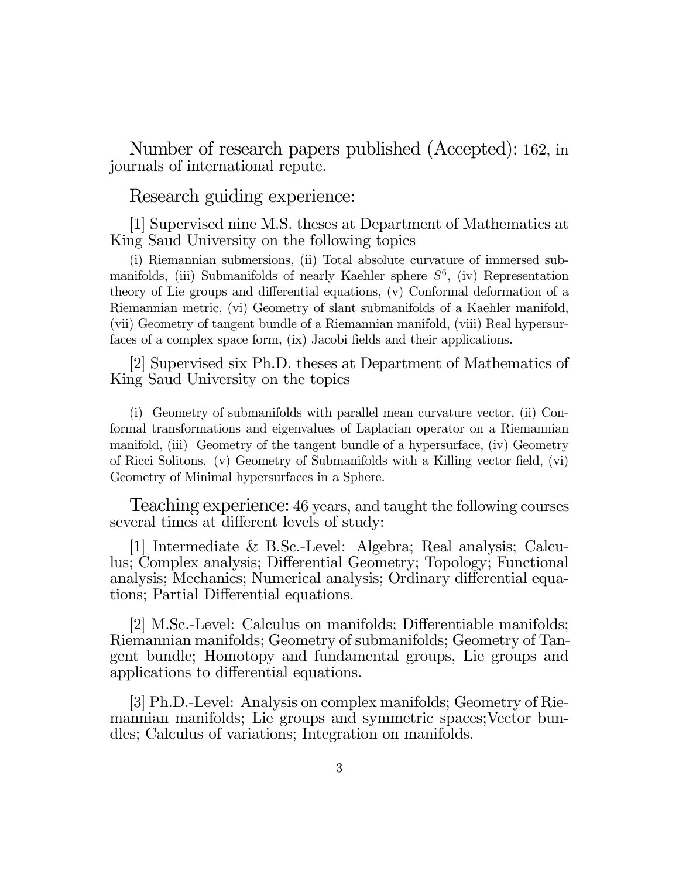Number of research papers published (Accepted): 162, in journals of international repute.

## Research guiding experience:

[1] Supervised nine M.S. theses at Department of Mathematics at King Saud University on the following topics

(i) Riemannian submersions, (ii) Total absolute curvature of immersed submanifolds, (iii) Submanifolds of nearly Kaehler sphere $S^6$, (iv) Representation theory of Lie groups and differential equations, (v) Conformal deformation of a Riemannian metric, (vi) Geometry of slant submanifolds of a Kaehler manifold, (vii) Geometry of tangent bundle of a Riemannian manifold, (viii) Real hypersurfaces of a complex space form, (ix) Jacobi fields and their applications.

[2] Supervised six Ph.D. theses at Department of Mathematics of King Saud University on the topics

(i) Geometry of submanifolds with parallel mean curvature vector, (ii) Conformal transformations and eigenvalues of Laplacian operator on a Riemannian manifold, (iii) Geometry of the tangent bundle of a hypersurface, (iv) Geometry of Ricci Solitons. (v) Geometry of Submanifolds with a Killing vector field, (vi) Geometry of Minimal hypersurfaces in a Sphere.

## Teaching experience: 46 years, and taught the following courses several times at different levels of study:

[1] Intermediate & B.Sc.-Level: Algebra; Real analysis; Calculus; Complex analysis; Differential Geometry; Topology; Functional analysis; Mechanics; Numerical analysis; Ordinary differential equations; Partial Differential equations.

[2] M.Sc.-Level: Calculus on manifolds; Differentiable manifolds; Riemannian manifolds; Geometry of submanifolds; Geometry of Tangent bundle; Homotopy and fundamental groups, Lie groups and applications to differential equations.

[3] Ph.D.-Level: Analysis on complex manifolds; Geometry of Riemannian manifolds; Lie groups and symmetric spaces;Vector bundles; Calculus of variations; Integration on manifolds.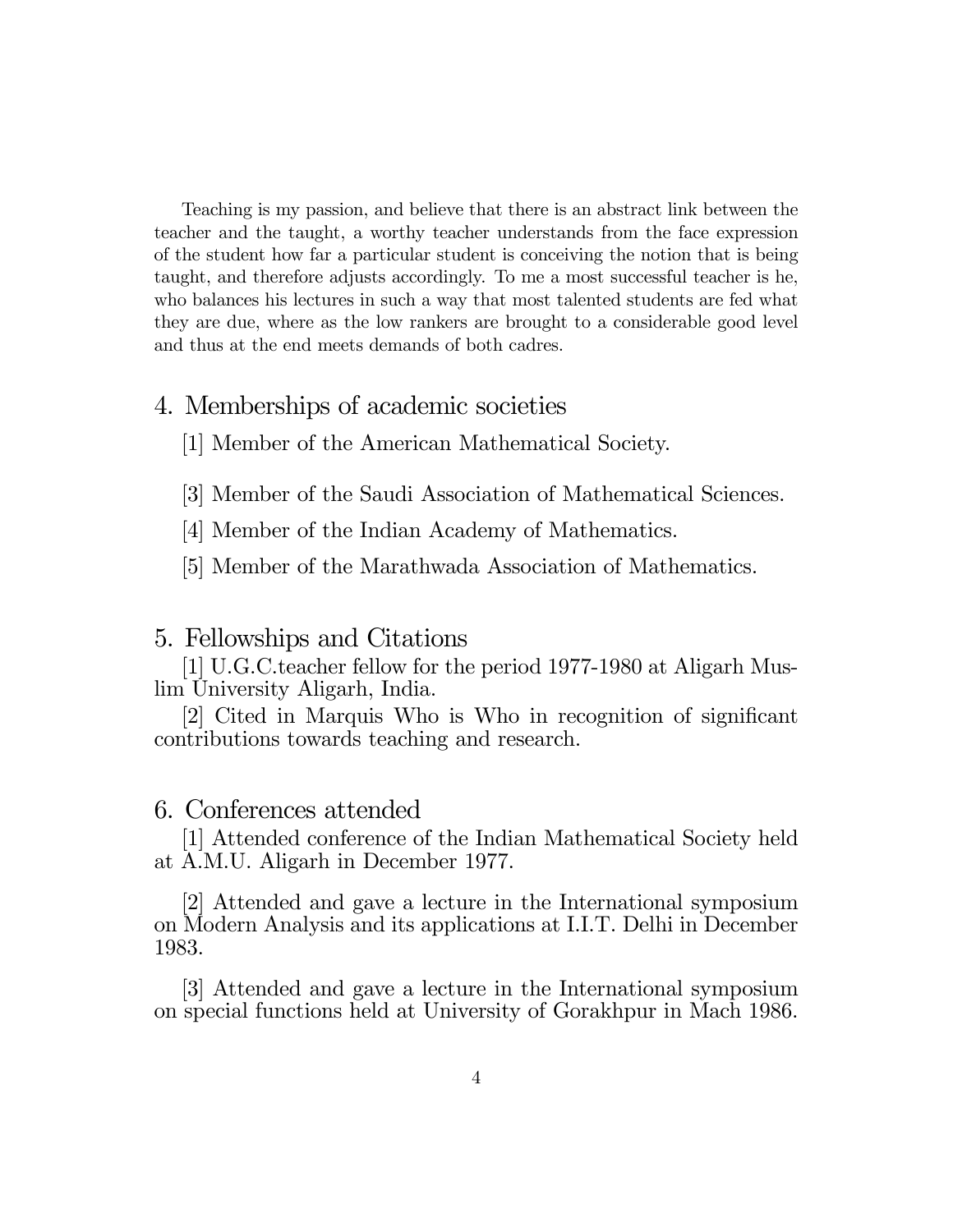Teaching is my passion, and believe that there is an abstract link between the teacher and the taught, a worthy teacher understands from the face expression of the student how far a particular student is conceiving the notion that is being taught, and therefore adjusts accordingly. To me a most successful teacher is he, who balances his lectures in such a way that most talented students are fed what they are due, where as the low rankers are brought to a considerable good level and thus at the end meets demands of both cadres.

## 4. Memberships of academic societies

[1] Member of the American Mathematical Society.

[3] Member of the Saudi Association of Mathematical Sciences.

[4] Member of the Indian Academy of Mathematics.

[5] Member of the Marathwada Association of Mathematics.

## 5. Fellowships and Citations

[1] U.G.C.teacher fellow for the period 1977-1980 at Aligarh Muslim University Aligarh, India.

[2] Cited in Marquis Who is Who in recognition of significant contributions towards teaching and research.

## 6. Conferences attended

[1] Attended conference of the Indian Mathematical Society held at A.M.U. Aligarh in December 1977.

[2] Attended and gave a lecture in the International symposium on Modern Analysis and its applications at I.I.T. Delhi in December 1983.

[3] Attended and gave a lecture in the International symposium on special functions held at University of Gorakhpur in Mach 1986.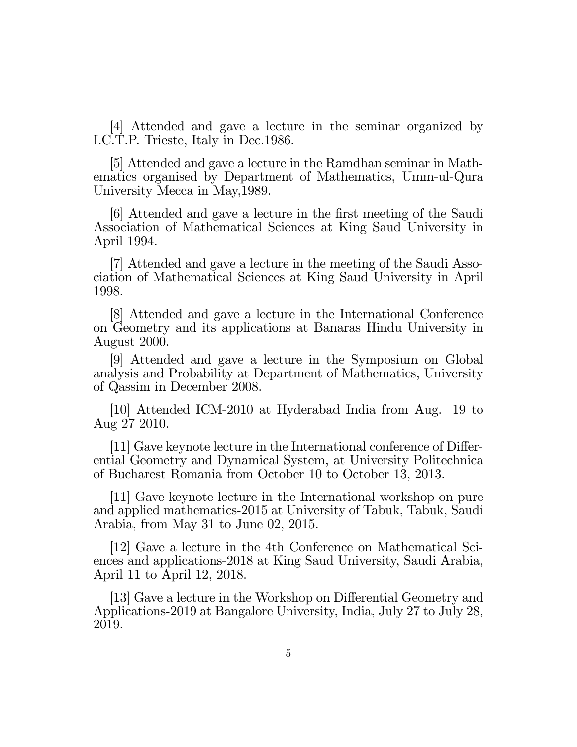[4] Attended and gave a lecture in the seminar organized by I.C.T.P. Trieste, Italy in Dec.1986.

[5] Attended and gave a lecture in the Ramdhan seminar in Mathematics organised by Department of Mathematics, Umm-ul-Qura University Mecca in May,1989.

[6] Attended and gave a lecture in the first meeting of the Saudi Association of Mathematical Sciences at King Saud University in April 1994.

[7] Attended and gave a lecture in the meeting of the Saudi Association of Mathematical Sciences at King Saud University in April 1998.

[8] Attended and gave a lecture in the International Conference on Geometry and its applications at Banaras Hindu University in August 2000.

[9] Attended and gave a lecture in the Symposium on Global analysis and Probability at Department of Mathematics, University of Qassim in December 2008.

[10] Attended ICM-2010 at Hyderabad India from Aug. 19 to Aug 27 2010.

[11] Gave keynote lecture in the International conference of Differential Geometry and Dynamical System, at University Politechnica of Bucharest Romania from October 10 to October 13, 2013.

[11] Gave keynote lecture in the International workshop on pure and applied mathematics-2015 at University of Tabuk, Tabuk, Saudi Arabia, from May 31 to June 02, 2015.

[12] Gave a lecture in the 4th Conference on Mathematical Sciences and applications-2018 at King Saud University, Saudi Arabia, April 11 to April 12, 2018.

[13] Gave a lecture in the Workshop on Differential Geometry and Applications-2019 at Bangalore University, India, July 27 to July 28, 2019.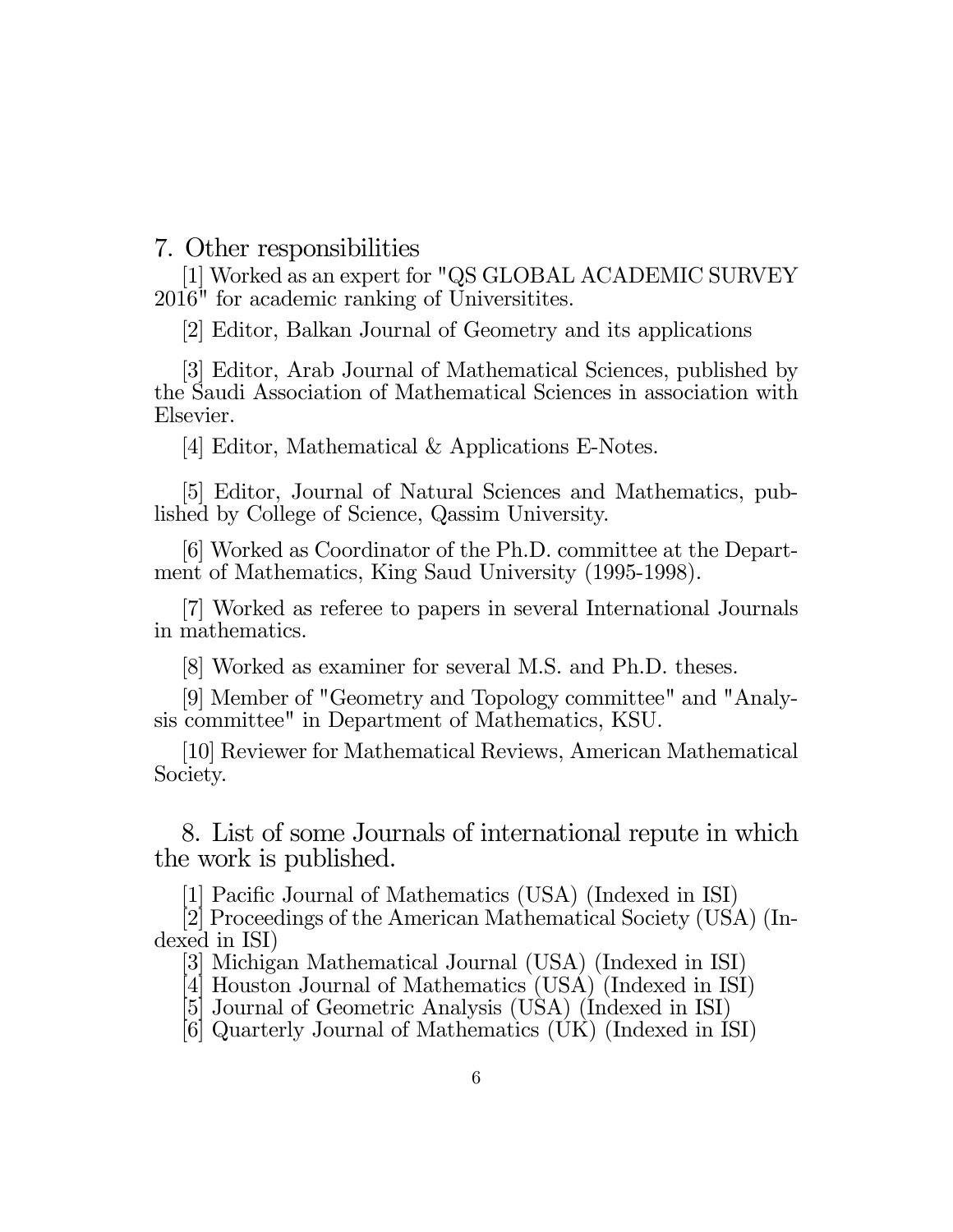## 7. Other responsibilities

[1] Worked as an expert for "QS GLOBAL ACADEMIC SURVEY 2016" for academic ranking of Universitites.

[2] Editor, Balkan Journal of Geometry and its applications

[3] Editor, Arab Journal of Mathematical Sciences, published by the Saudi Association of Mathematical Sciences in association with Elsevier.

[4] Editor, Mathematical & Applications E-Notes.

[5] Editor, Journal of Natural Sciences and Mathematics, published by College of Science, Qassim University.

[6] Worked as Coordinator of the Ph.D. committee at the Department of Mathematics, King Saud University (1995-1998).

[7] Worked as referee to papers in several International Journals in mathematics.

[8] Worked as examiner for several M.S. and Ph.D. theses.

[9] Member of "Geometry and Topology committee" and "Analysis committee" in Department of Mathematics, KSU.

[10] Reviewer for Mathematical Reviews, American Mathematical Society.

## 8. List of some Journals of international repute in which the work is published.

[1] Pacific Journal of Mathematics (USA) (Indexed in ISI)
[2] Proceedings of the American Mathematical Society (USA) (Indexed in ISI)
[3] Michigan Mathematical Journal (USA) (Indexed in ISI)
[4] Houston Journal of Mathematics (USA) (Indexed in ISI)
[5] Journal of Geometric Analysis (USA) (Indexed in ISI)
[6] Quarterly Journal of Mathematics (UK) (Indexed in ISI)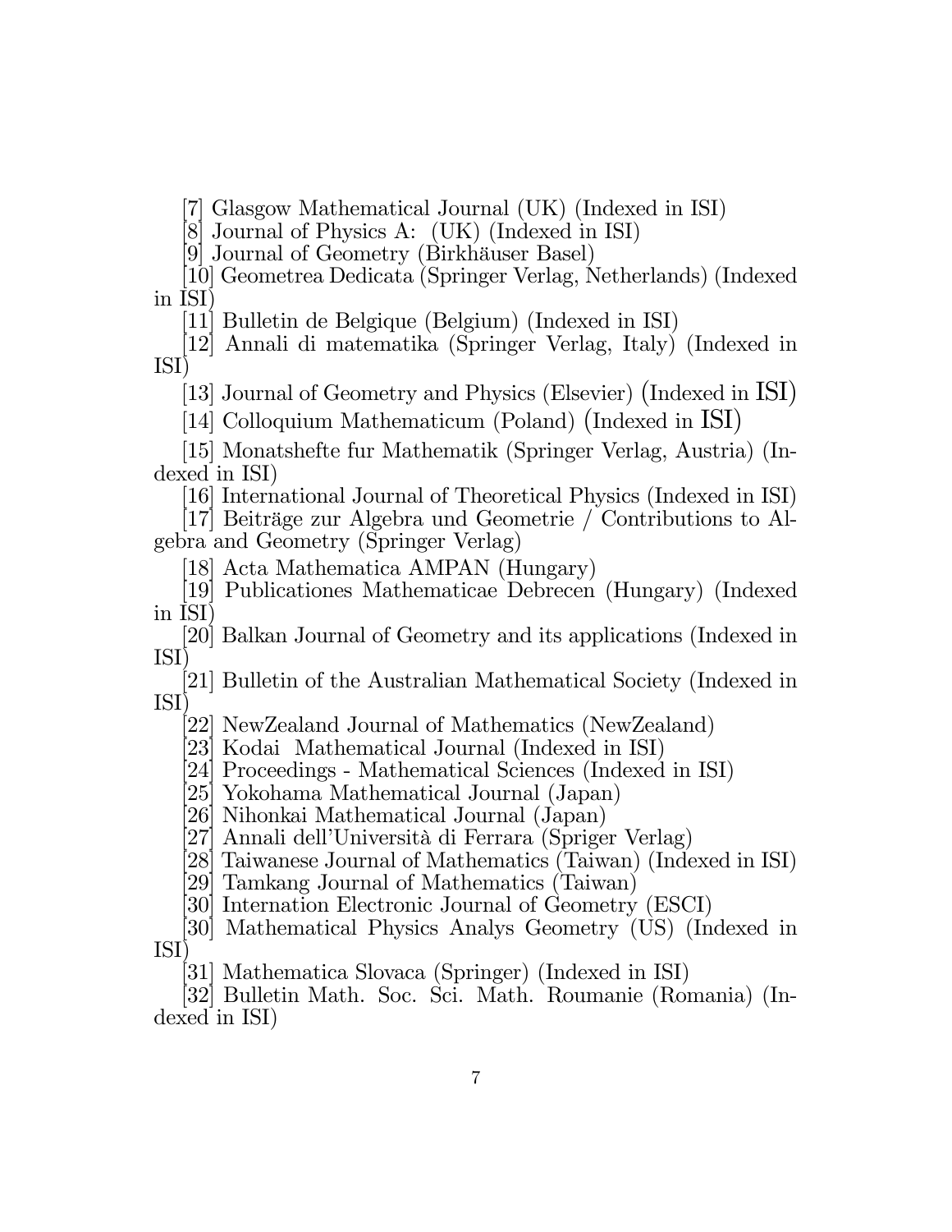[7] Glasgow Mathematical Journal (UK) (Indexed in ISI)

[8] Journal of Physics A: (UK) (Indexed in ISI)

[9] Journal of Geometry (Birkhäuser Basel)

[10] Geometrea Dedicata (Springer Verlag, Netherlands) (Indexed in ISI)

[11] Bulletin de Belgique (Belgium) (Indexed in ISI)

[12] Annali di matematika (Springer Verlag, Italy) (Indexed in ISI)

[13] Journal of Geometry and Physics (Elsevier) (Indexed in ISI)

[14] Colloquium Mathematicum (Poland) (Indexed in ISI)

[15] Monatshefte fur Mathematik (Springer Verlag, Austria) (Indexed in ISI)

[16] International Journal of Theoretical Physics (Indexed in ISI)

[17] Beiträge zur Algebra und Geometrie / Contributions to Algebra and Geometry (Springer Verlag)

[18] Acta Mathematica AMPAN (Hungary)

[19] Publicationes Mathematicae Debrecen (Hungary) (Indexed in ISI)

[20] Balkan Journal of Geometry and its applications (Indexed in ISI)

[21] Bulletin of the Australian Mathematical Society (Indexed in ISI)

[22] NewZealand Journal of Mathematics (NewZealand)

[23] Kodai Mathematical Journal (Indexed in ISI)

[24] Proceedings - Mathematical Sciences (Indexed in ISI)

[25] Yokohama Mathematical Journal (Japan)

[26] Nihonkai Mathematical Journal (Japan)

[27] Annali dell'Università di Ferrara (Spriger Verlag)

[28] Taiwanese Journal of Mathematics (Taiwan) (Indexed in ISI)

[29] Tamkang Journal of Mathematics (Taiwan)

[30] Internation Electronic Journal of Geometry (ESCI)

[30] Mathematical Physics Analys Geometry (US) (Indexed in ISI)

[31] Mathematica Slovaca (Springer) (Indexed in ISI)

[32] Bulletin Math. Soc. Sci. Math. Roumanie (Romania) (Indexed in ISI)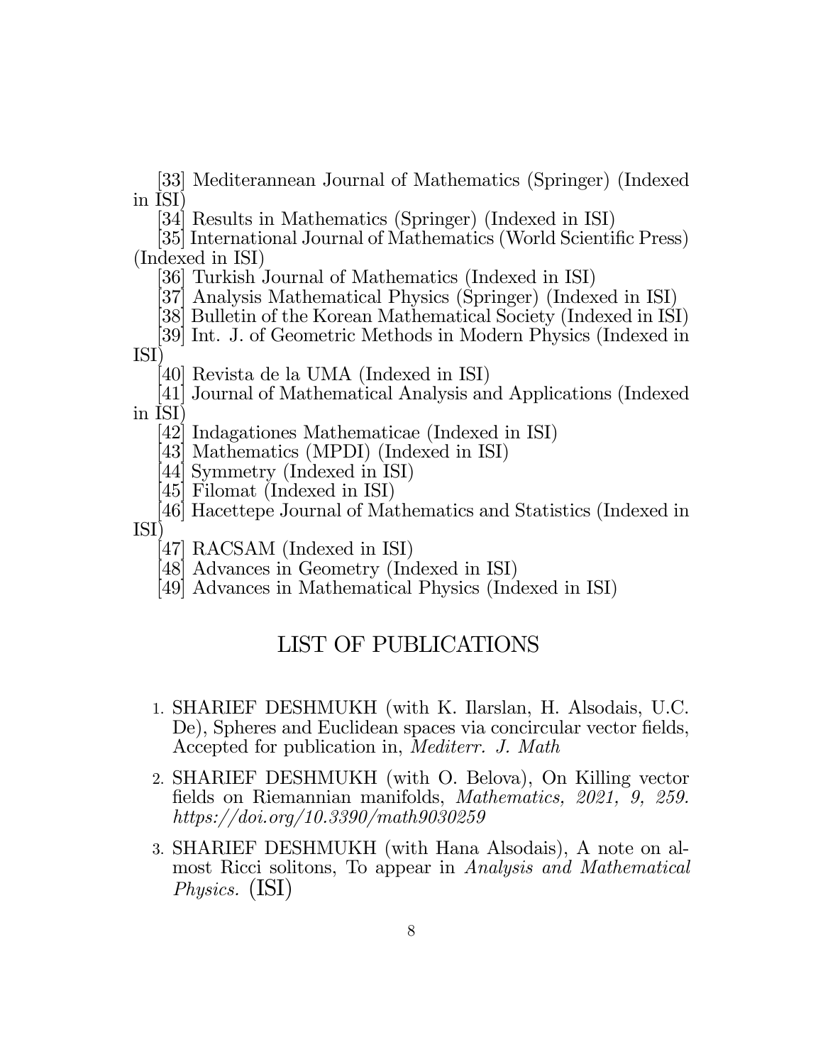[33] Mediterannean Journal of Mathematics (Springer) (Indexed in ISI)

[34] Results in Mathematics (Springer) (Indexed in ISI)

[35] International Journal of Mathematics (World Scientific Press) (Indexed in ISI)

[36] Turkish Journal of Mathematics (Indexed in ISI)

[37] Analysis Mathematical Physics (Springer) (Indexed in ISI)

[38] Bulletin of the Korean Mathematical Society (Indexed in ISI)

[39] Int. J. of Geometric Methods in Modern Physics (Indexed in ISI)

[40] Revista de la UMA (Indexed in ISI)

[41] Journal of Mathematical Analysis and Applications (Indexed in ISI)

[42] Indagationes Mathematicae (Indexed in ISI)

[43] Mathematics (MPDI) (Indexed in ISI)

[44] Symmetry (Indexed in ISI)

[45] Filomat (Indexed in ISI)

[46] Hacettepe Journal of Mathematics and Statistics (Indexed in ISI)

[47] RACSAM (Indexed in ISI)

[48] Advances in Geometry (Indexed in ISI)

[49] Advances in Mathematical Physics (Indexed in ISI)

## LIST OF PUBLICATIONS

1. SHARIEF DESHMUKH (with K. Ilarslan, H. Alsodais, U.C. De), Spheres and Euclidean spaces via concircular vector fields, Accepted for publication in, *Mediterr. J. Math*
2. SHARIEF DESHMUKH (with O. Belova), On Killing vector fields on Riemannian manifolds, *Mathematics, 2021, 9, 259. https://doi.org/10.3390/math9030259*
3. SHARIEF DESHMUKH (with Hana Alsodais), A note on almost Ricci solitons, To appear in *Analysis and Mathematical Physics.* (ISI)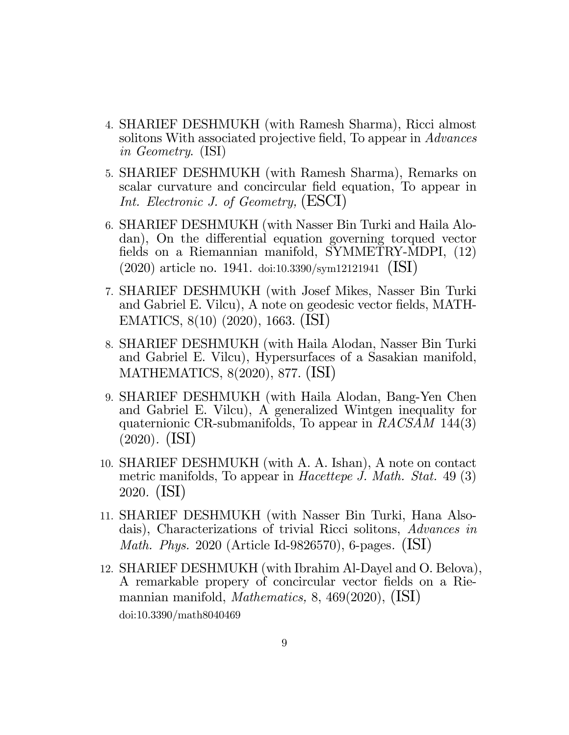4. SHARIEF DESHMUKH (with Ramesh Sharma), Ricci almost solitons With associated projective field, To appear in *Advances in Geometry*. (ISI)
5. SHARIEF DESHMUKH (with Ramesh Sharma), Remarks on scalar curvature and concircular field equation, To appear in *Int. Electronic J. of Geometry,* (ESCI)
6. SHARIEF DESHMUKH (with Nasser Bin Turki and Haila Alodan), On the differential equation governing torqued vector fields on a Riemannian manifold, SYMMETRY-MDPI, (12) (2020) article no. 1941. doi:10.3390/sym12121941 (ISI)
7. SHARIEF DESHMUKH (with Josef Mikes, Nasser Bin Turki and Gabriel E. Vilcu), A note on geodesic vector fields, MATHEMATICS, 8(10) (2020), 1663. (ISI)
8. SHARIEF DESHMUKH (with Haila Alodan, Nasser Bin Turki and Gabriel E. Vilcu), Hypersurfaces of a Sasakian manifold, MATHEMATICS, 8(2020), 877. (ISI)
9. SHARIEF DESHMUKH (with Haila Alodan, Bang-Yen Chen and Gabriel E. Vilcu), A generalized Wintgen inequality for quaternionic CR-submanifolds, To appear in *RACSAM* 144(3) (2020). (ISI)
10. SHARIEF DESHMUKH (with A. A. Ishan), A note on contact metric manifolds, To appear in *Hacettepe J. Math. Stat.* 49 (3) 2020. (ISI)
11. SHARIEF DESHMUKH (with Nasser Bin Turki, Hana Alsodais), Characterizations of trivial Ricci solitons, *Advances in Math. Phys.* 2020 (Article Id-9826570), 6-pages. (ISI)
12. SHARIEF DESHMUKH (with Ibrahim Al-Dayel and O. Belova), A remarkable propery of concircular vector fields on a Riemannian manifold, *Mathematics,* 8, 469(2020), (ISI) doi:10.3390/math8040469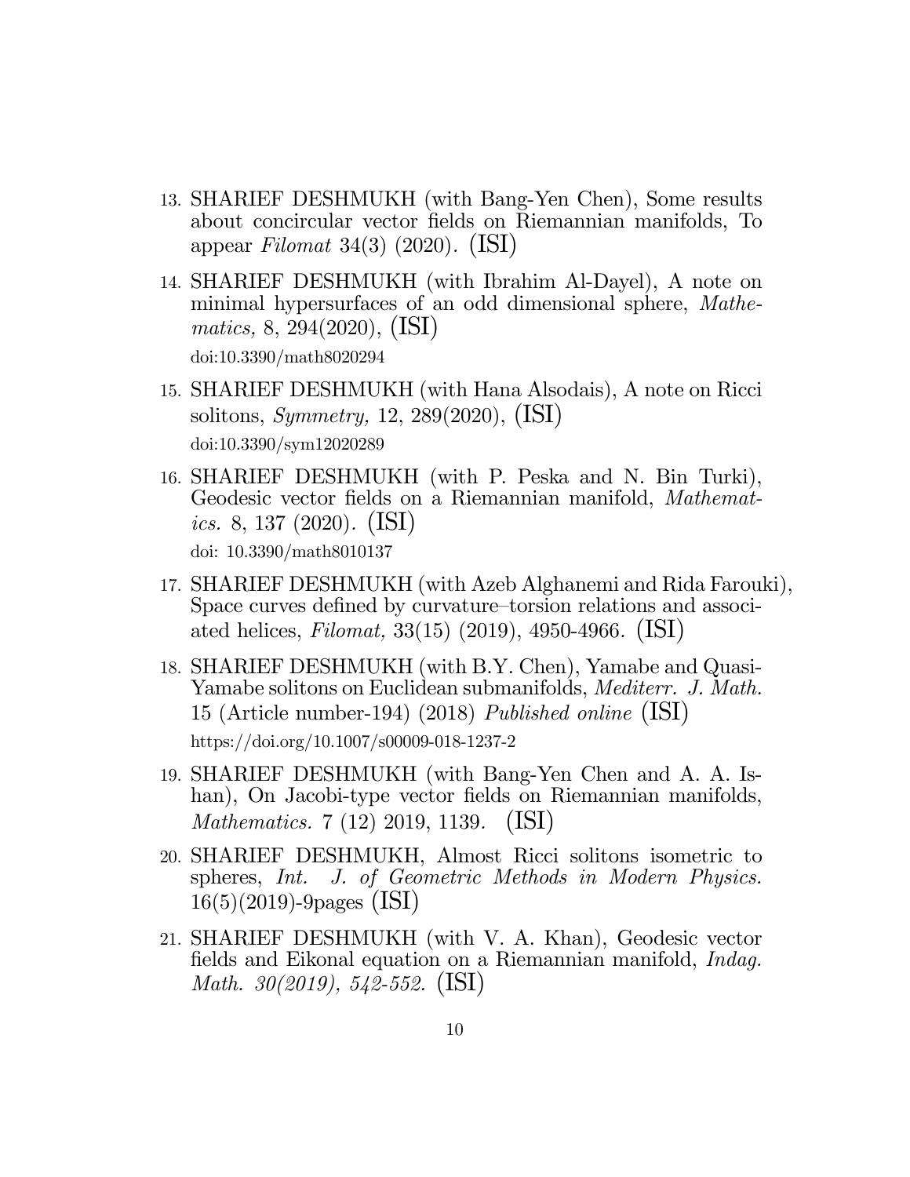13. SHARIEF DESHMUKH (with Bang-Yen Chen), Some results about concircular vector fields on Riemannian manifolds, To appear *Filomat* 34(3) (2020). (ISI)
14. SHARIEF DESHMUKH (with Ibrahim Al-Dayel), A note on minimal hypersurfaces of an odd dimensional sphere, *Mathematics,* 8, 294(2020), (ISI)
    doi:10.3390/math8020294
15. SHARIEF DESHMUKH (with Hana Alsodais), A note on Ricci solitons, *Symmetry,* 12, 289(2020), (ISI)
    doi:10.3390/sym12020289
16. SHARIEF DESHMUKH (with P. Peska and N. Bin Turki), Geodesic vector fields on a Riemannian manifold, *Mathematics.* 8, 137 (2020). (ISI)
    doi: 10.3390/math8010137
17. SHARIEF DESHMUKH (with Azeb Alghanemi and Rida Farouki), Space curves defined by curvature–torsion relations and associated helices, *Filomat,* 33(15) (2019), 4950-4966. (ISI)
18. SHARIEF DESHMUKH (with B.Y. Chen), Yamabe and Quasi-Yamabe solitons on Euclidean submanifolds, *Mediterr. J. Math.* 15 (Article number-194) (2018) *Published online* (ISI)
    https://doi.org/10.1007/s00009-018-1237-2
19. SHARIEF DESHMUKH (with Bang-Yen Chen and A. A. Ishan), On Jacobi-type vector fields on Riemannian manifolds, *Mathematics.* 7 (12) 2019, 1139. (ISI)
20. SHARIEF DESHMUKH, Almost Ricci solitons isometric to spheres, *Int. J. of Geometric Methods in Modern Physics.* 16(5)(2019)-9pages (ISI)
21. SHARIEF DESHMUKH (with V. A. Khan), Geodesic vector fields and Eikonal equation on a Riemannian manifold, *Indag. Math. 30(2019), 542-552.* (ISI)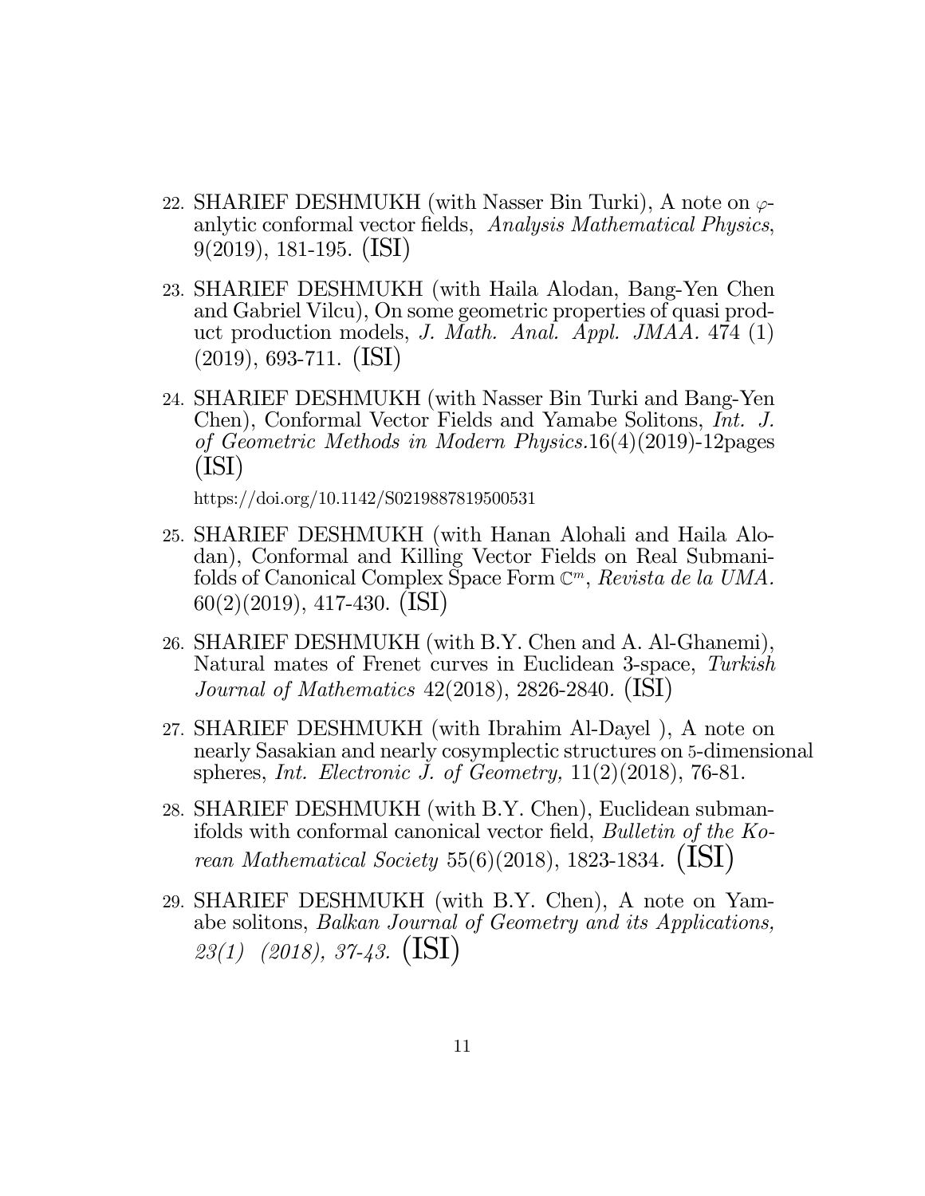22. SHARIEF DESHMUKH (with Nasser Bin Turki), A note on $\varphi$-anlytic conformal vector fields, *Analysis Mathematical Physics*, 9(2019), 181-195. (ISI)

23. SHARIEF DESHMUKH (with Haila Alodan, Bang-Yen Chen and Gabriel Vilcu), On some geometric properties of quasi product production models, *J. Math. Anal. Appl. JMAA.* 474 (1) (2019), 693-711. (ISI)

24. SHARIEF DESHMUKH (with Nasser Bin Turki and Bang-Yen Chen), Conformal Vector Fields and Yamabe Solitons, *Int. J. of Geometric Methods in Modern Physics*.16(4)(2019)-12pages (ISI)

    https://doi.org/10.1142/S0219887819500531

25. SHARIEF DESHMUKH (with Hanan Alohali and Haila Alodan), Conformal and Killing Vector Fields on Real Submanifolds of Canonical Complex Space Form $\mathbb{C}^m$, *Revista de la UMA.* 60(2)(2019), 417-430. (ISI)

26. SHARIEF DESHMUKH (with B.Y. Chen and A. Al-Ghanemi), Natural mates of Frenet curves in Euclidean 3-space, *Turkish Journal of Mathematics* 42(2018), 2826-2840. (ISI)

27. SHARIEF DESHMUKH (with Ibrahim Al-Dayel ), A note on nearly Sasakian and nearly cosymplectic structures on 5-dimensional spheres, *Int. Electronic J. of Geometry,* 11(2)(2018), 76-81.

28. SHARIEF DESHMUKH (with B.Y. Chen), Euclidean submanifolds with conformal canonical vector field, *Bulletin of the Korean Mathematical Society* 55(6)(2018), 1823-1834. (ISI)

29. SHARIEF DESHMUKH (with B.Y. Chen), A note on Yamabe solitons, *Balkan Journal of Geometry and its Applications, 23(1) (2018), 37-43.* (ISI)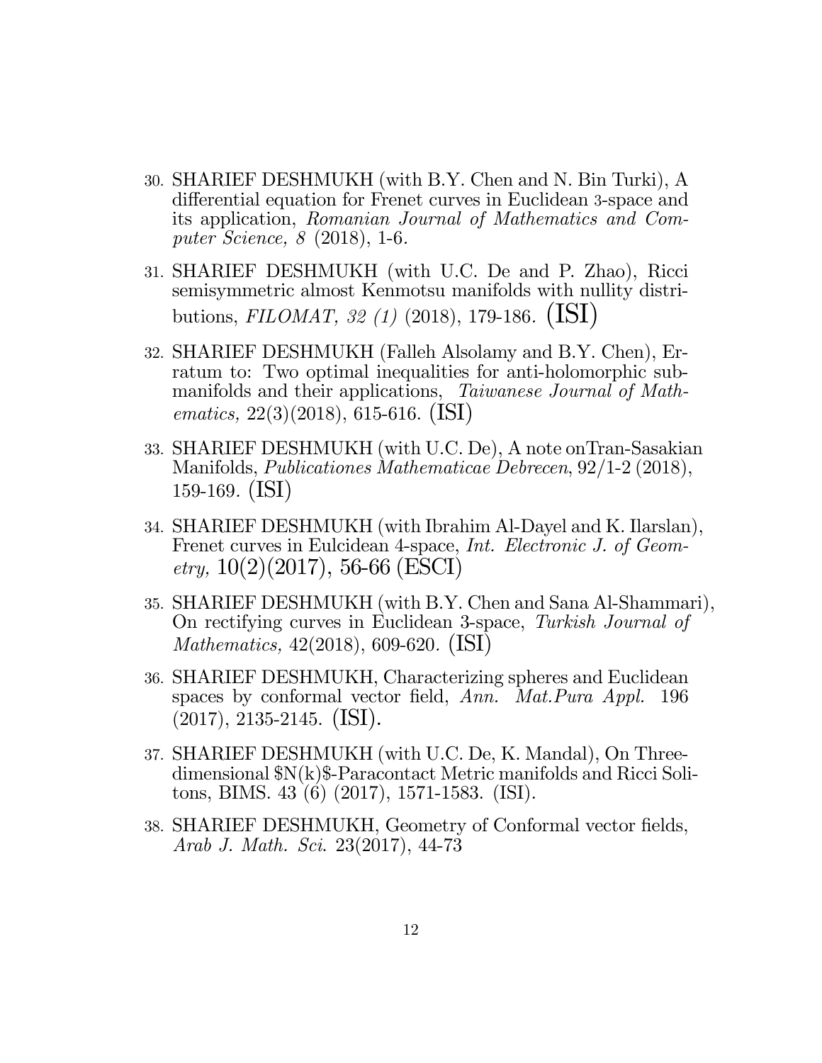30. SHARIEF DESHMUKH (with B.Y. Chen and N. Bin Turki), A differential equation for Frenet curves in Euclidean 3-space and its application, *Romanian Journal of Mathematics and Computer Science, 8* (2018), 1-6.

31. SHARIEF DESHMUKH (with U.C. De and P. Zhao), Ricci semisymmetric almost Kenmotsu manifolds with nullity distributions, *FILOMAT, 32 (1)* (2018), 179-186. (ISI)

32. SHARIEF DESHMUKH (Falleh Alsolamy and B.Y. Chen), Erratum to: Two optimal inequalities for anti-holomorphic submanifolds and their applications, *Taiwanese Journal of Mathematics,* 22(3)(2018), 615-616. (ISI)

33. SHARIEF DESHMUKH (with U.C. De), A note onTran-Sasakian Manifolds, *Publicationes Mathematicae Debrecen*, 92/1-2 (2018), 159-169. (ISI)

34. SHARIEF DESHMUKH (with Ibrahim Al-Dayel and K. Ilarslan), Frenet curves in Eulcidean 4-space, *Int. Electronic J. of Geometry,* 10(2)(2017), 56-66 (ESCI)

35. SHARIEF DESHMUKH (with B.Y. Chen and Sana Al-Shammari), On rectifying curves in Euclidean 3-space, *Turkish Journal of Mathematics,* 42(2018), 609-620. (ISI)

36. SHARIEF DESHMUKH, Characterizing spheres and Euclidean spaces by conformal vector field, *Ann. Mat.Pura Appl.* 196 (2017), 2135-2145. (ISI).

37. SHARIEF DESHMUKH (with U.C. De, K. Mandal), On Three-dimensional $N(k)$-Paracontact Metric manifolds and Ricci Solitons, BIMS. 43 (6) (2017), 1571-1583. (ISI).

38. SHARIEF DESHMUKH, Geometry of Conformal vector fields, *Arab J. Math. Sci.* 23(2017), 44-73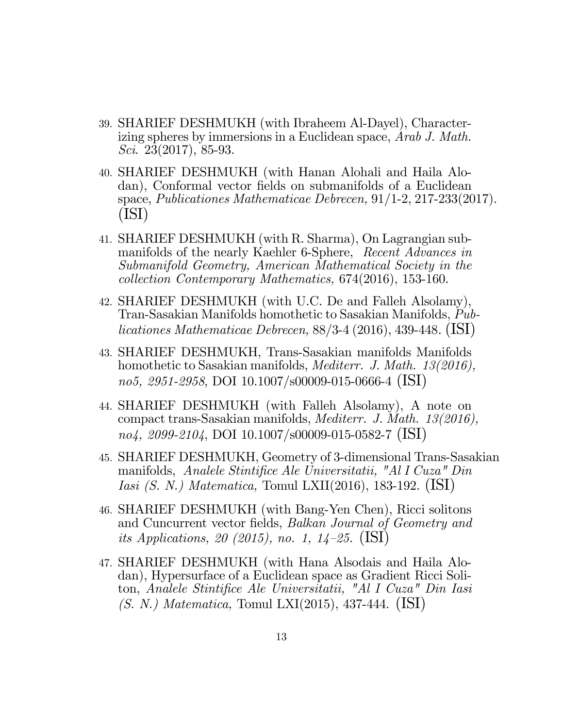39. SHARIEF DESHMUKH (with Ibraheem Al-Dayel), Characterizing spheres by immersions in a Euclidean space, *Arab J. Math. Sci.* 23(2017), 85-93.

40. SHARIEF DESHMUKH (with Hanan Alohali and Haila Alodan), Conformal vector fields on submanifolds of a Euclidean space, *Publicationes Mathematicae Debrecen,* 91/1-2, 217-233(2017). (ISI)

41. SHARIEF DESHMUKH (with R. Sharma), On Lagrangian submanifolds of the nearly Kaehler 6-Sphere, *Recent Advances in Submanifold Geometry, American Mathematical Society in the collection Contemporary Mathematics,* 674(2016), 153-160.

42. SHARIEF DESHMUKH (with U.C. De and Falleh Alsolamy), Tran-Sasakian Manifolds homothetic to Sasakian Manifolds, *Publicationes Mathematicae Debrecen,* 88/3-4 (2016), 439-448. (ISI)

43. SHARIEF DESHMUKH, Trans-Sasakian manifolds Manifolds homothetic to Sasakian manifolds, *Mediterr. J. Math. 13(2016), no5, 2951-2958*, DOI 10.1007/s00009-015-0666-4 (ISI)

44. SHARIEF DESHMUKH (with Falleh Alsolamy), A note on compact trans-Sasakian manifolds, *Mediterr. J. Math. 13(2016), no4, 2099-2104*, DOI 10.1007/s00009-015-0582-7 (ISI)

45. SHARIEF DESHMUKH, Geometry of 3-dimensional Trans-Sasakian manifolds, *Analele Stintifice Ale Universitatii, "Al I Cuza" Din Iasi (S. N.) Matematica,* Tomul LXII(2016), 183-192. (ISI)

46. SHARIEF DESHMUKH (with Bang-Yen Chen), Ricci solitons and Cuncurrent vector fields, *Balkan Journal of Geometry and its Applications, 20 (2015), no. 1, 14–25.* (ISI)

47. SHARIEF DESHMUKH (with Hana Alsodais and Haila Alodan), Hypersurface of a Euclidean space as Gradient Ricci Soliton, *Analele Stintifice Ale Universitatii, "Al I Cuza" Din Iasi (S. N.) Matematica,* Tomul LXI(2015), 437-444. (ISI)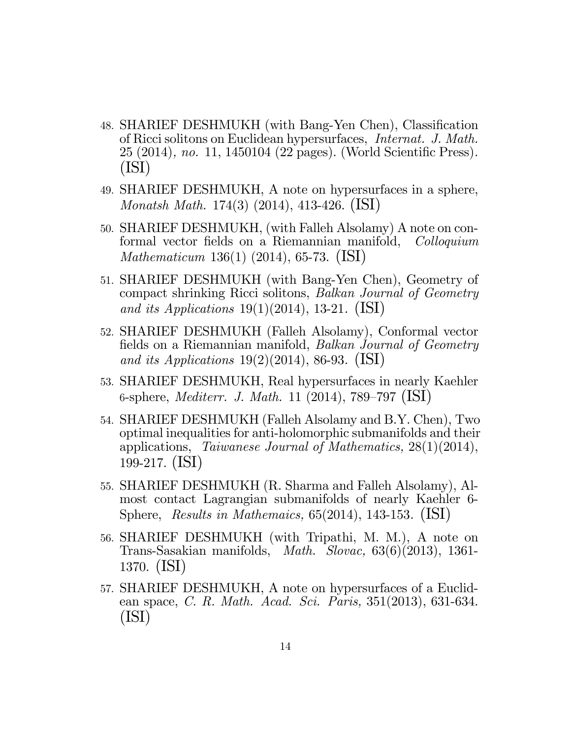48. SHARIEF DESHMUKH (with Bang-Yen Chen), Classification of Ricci solitons on Euclidean hypersurfaces, *Internat. J. Math.* 25 (2014)*, no.* 11, 1450104 (22 pages). (World Scientific Press). (ISI)

49. SHARIEF DESHMUKH, A note on hypersurfaces in a sphere, *Monatsh Math.* 174(3) (2014), 413-426. (ISI)

50. SHARIEF DESHMUKH, (with Falleh Alsolamy) A note on conformal vector fields on a Riemannian manifold, *Colloquium Mathematicum* 136(1) (2014), 65-73. (ISI)

51. SHARIEF DESHMUKH (with Bang-Yen Chen), Geometry of compact shrinking Ricci solitons, *Balkan Journal of Geometry and its Applications* 19(1)(2014), 13-21. (ISI)

52. SHARIEF DESHMUKH (Falleh Alsolamy), Conformal vector fields on a Riemannian manifold, *Balkan Journal of Geometry and its Applications* 19(2)(2014), 86-93. (ISI)

53. SHARIEF DESHMUKH, Real hypersurfaces in nearly Kaehler 6-sphere, *Mediterr. J. Math.* 11 (2014), 789–797 (ISI)

54. SHARIEF DESHMUKH (Falleh Alsolamy and B.Y. Chen), Two optimal inequalities for anti-holomorphic submanifolds and their applications, *Taiwanese Journal of Mathematics,* 28(1)(2014), 199-217. (ISI)

55. SHARIEF DESHMUKH (R. Sharma and Falleh Alsolamy), Almost contact Lagrangian submanifolds of nearly Kaehler 6-Sphere, *Results in Mathemaics,* 65(2014), 143-153. (ISI)

56. SHARIEF DESHMUKH (with Tripathi, M. M.), A note on Trans-Sasakian manifolds, *Math. Slovac,* 63(6)(2013), 1361-1370. (ISI)

57. SHARIEF DESHMUKH, A note on hypersurfaces of a Euclidean space, *C. R. Math. Acad. Sci. Paris,* 351(2013), 631-634. (ISI)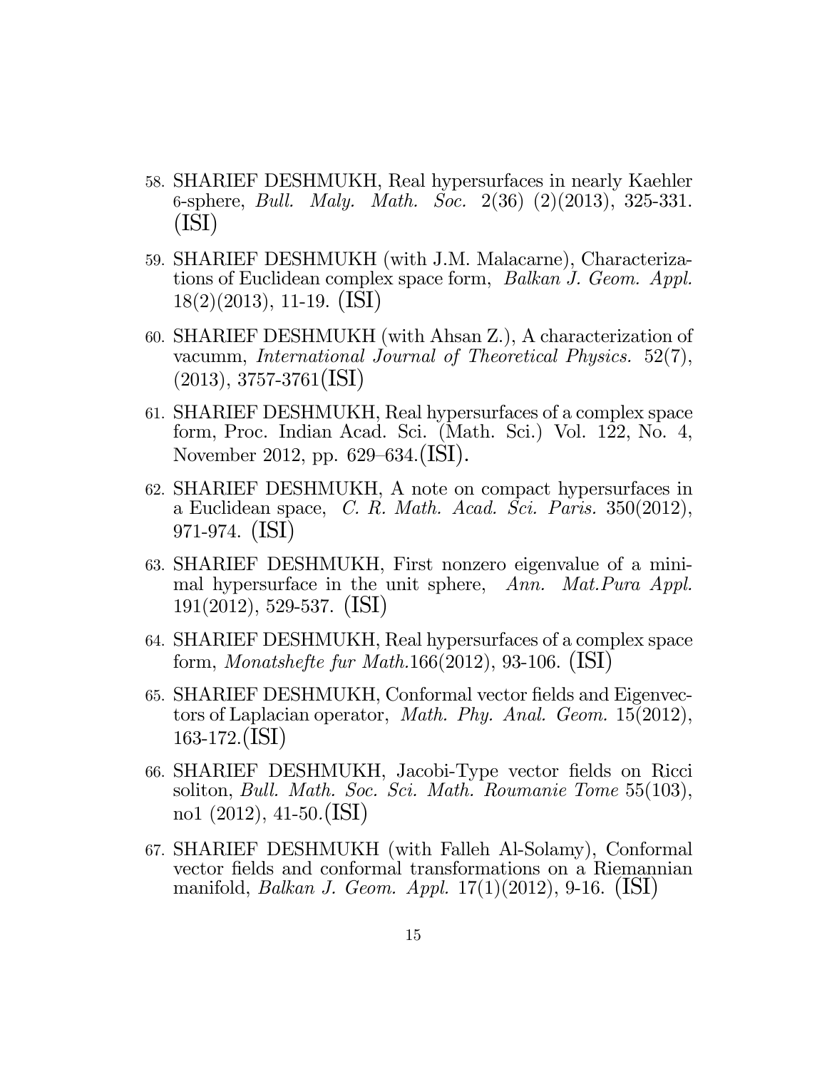58. SHARIEF DESHMUKH, Real hypersurfaces in nearly Kaehler 6-sphere, *Bull. Maly. Math. Soc.* 2(36) (2)(2013), 325-331. (ISI)

59. SHARIEF DESHMUKH (with J.M. Malacarne), Characterizations of Euclidean complex space form, *Balkan J. Geom. Appl.* 18(2)(2013), 11-19. (ISI)

60. SHARIEF DESHMUKH (with Ahsan Z.), A characterization of vacumm, *International Journal of Theoretical Physics.* 52(7), (2013), 3757-3761(ISI)

61. SHARIEF DESHMUKH, Real hypersurfaces of a complex space form, Proc. Indian Acad. Sci. (Math. Sci.) Vol. 122, No. 4, November 2012, pp. 629–634.(ISI).

62. SHARIEF DESHMUKH, A note on compact hypersurfaces in a Euclidean space, *C. R. Math. Acad. Sci. Paris.* 350(2012), 971-974. (ISI)

63. SHARIEF DESHMUKH, First nonzero eigenvalue of a minimal hypersurface in the unit sphere, *Ann. Mat.Pura Appl.* 191(2012), 529-537. (ISI)

64. SHARIEF DESHMUKH, Real hypersurfaces of a complex space form, *Monatshefte fur Math.*166(2012), 93-106. (ISI)

65. SHARIEF DESHMUKH, Conformal vector fields and Eigenvectors of Laplacian operator, *Math. Phy. Anal. Geom.* 15(2012), 163-172.(ISI)

66. SHARIEF DESHMUKH, Jacobi-Type vector fields on Ricci soliton, *Bull. Math. Soc. Sci. Math. Roumanie Tome* 55(103), no1 (2012), 41-50.(ISI)

67. SHARIEF DESHMUKH (with Falleh Al-Solamy), Conformal vector fields and conformal transformations on a Riemannian manifold, *Balkan J. Geom. Appl.* 17(1)(2012), 9-16. (ISI)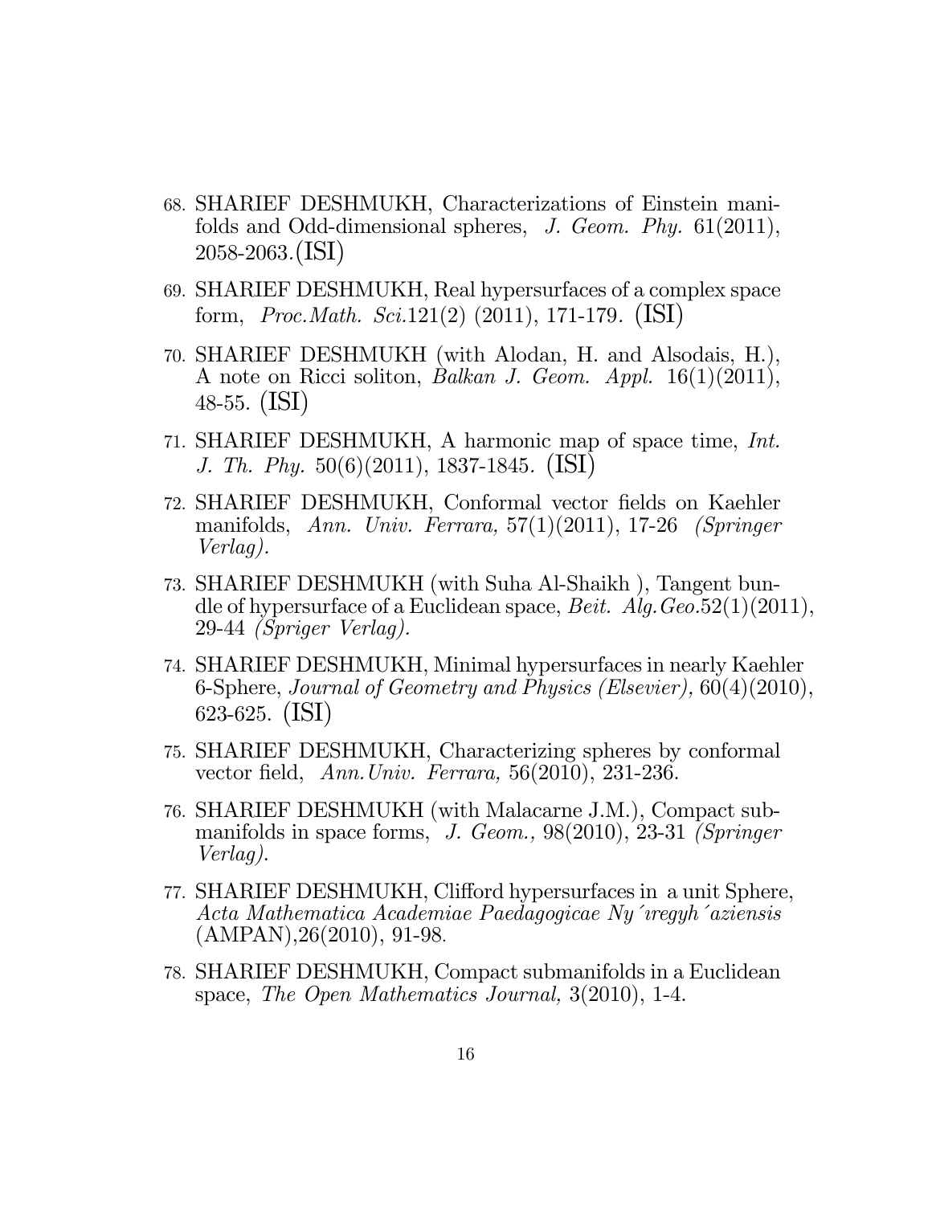68. SHARIEF DESHMUKH, Characterizations of Einstein manifolds and Odd-dimensional spheres, *J. Geom. Phy.* 61(2011), 2058-2063.(ISI)

69. SHARIEF DESHMUKH, Real hypersurfaces of a complex space form, *Proc.Math. Sci.*121(2) (2011), 171-179. (ISI)

70. SHARIEF DESHMUKH (with Alodan, H. and Alsodais, H.), A note on Ricci soliton, *Balkan J. Geom. Appl.* 16(1)(2011), 48-55. (ISI)

71. SHARIEF DESHMUKH, A harmonic map of space time, *Int. J. Th. Phy.* 50(6)(2011), 1837-1845. (ISI)

72. SHARIEF DESHMUKH, Conformal vector fields on Kaehler manifolds, *Ann. Univ. Ferrara,* 57(1)(2011), 17-26 *(Springer Verlag).*

73. SHARIEF DESHMUKH (with Suha Al-Shaikh ), Tangent bundle of hypersurface of a Euclidean space, *Beit. Alg.Geo.*52(1)(2011), 29-44 *(Spriger Verlag).*

74. SHARIEF DESHMUKH, Minimal hypersurfaces in nearly Kaehler 6-Sphere, *Journal of Geometry and Physics (Elsevier),* 60(4)(2010), 623-625. (ISI)

75. SHARIEF DESHMUKH, Characterizing spheres by conformal vector field, *Ann.Univ. Ferrara,* 56(2010), 231-236.

76. SHARIEF DESHMUKH (with Malacarne J.M.), Compact submanifolds in space forms, *J. Geom.,* 98(2010), 23-31 *(Springer Verlag).*

77. SHARIEF DESHMUKH, Clifford hypersurfaces in a unit Sphere, *Acta Mathematica Academiae Paedagogicae Nyíregyházienses* (AMPAN),26(2010), 91-98.

78. SHARIEF DESHMUKH, Compact submanifolds in a Euclidean space, *The Open Mathematics Journal,* 3(2010), 1-4.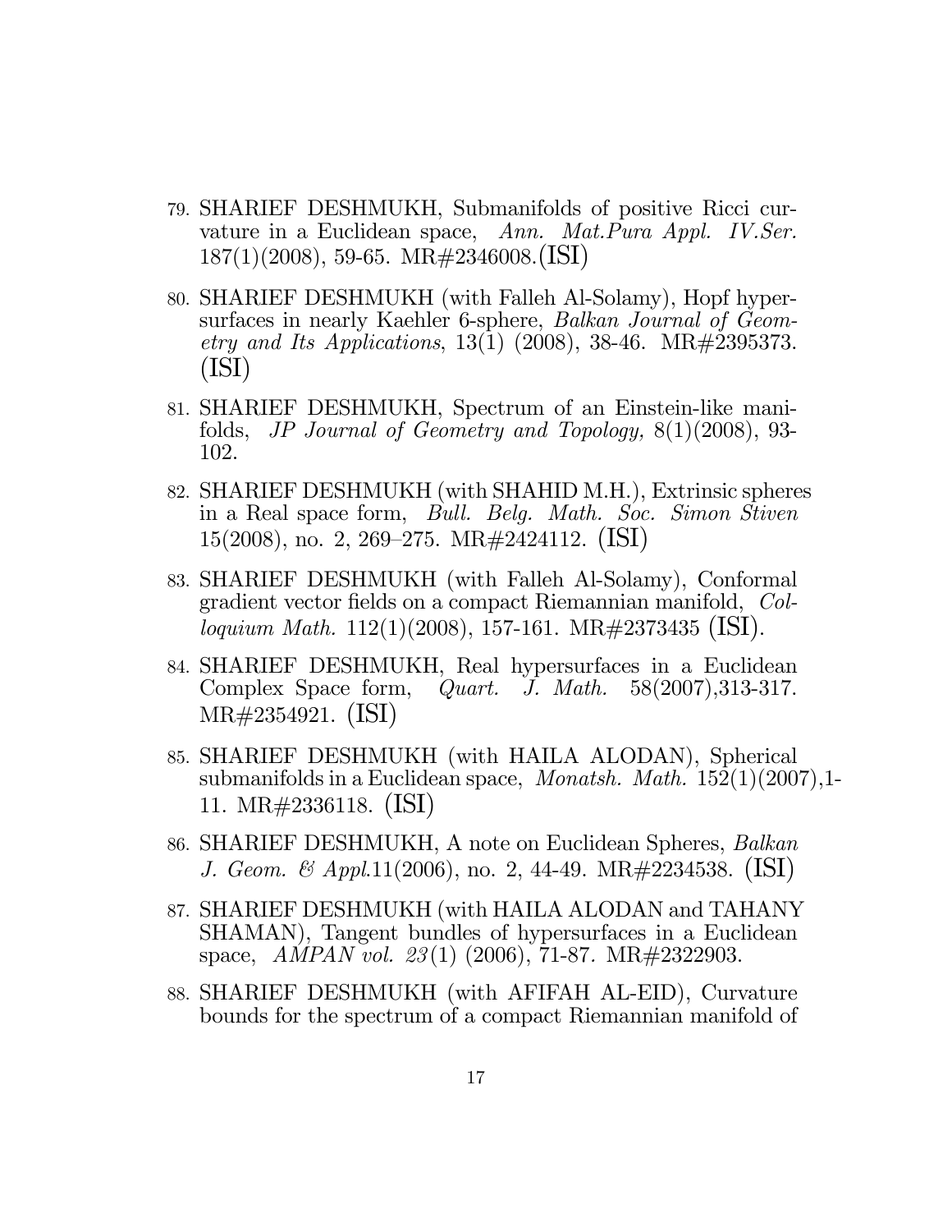79. SHARIEF DESHMUKH, Submanifolds of positive Ricci curvature in a Euclidean space, *Ann. Mat.Pura Appl. IV.Ser.* 187(1)(2008), 59-65. MR#2346008.(ISI)

80. SHARIEF DESHMUKH (with Falleh Al-Solamy), Hopf hypersurfaces in nearly Kaehler 6-sphere, *Balkan Journal of Geometry and Its Applications*, 13(1) (2008), 38-46. MR#2395373. (ISI)

81. SHARIEF DESHMUKH, Spectrum of an Einstein-like manifolds, *JP Journal of Geometry and Topology,* 8(1)(2008), 93-102.

82. SHARIEF DESHMUKH (with SHAHID M.H.), Extrinsic spheres in a Real space form, *Bull. Belg. Math. Soc. Simon Stiven* 15(2008), no. 2, 269–275. MR#2424112. (ISI)

83. SHARIEF DESHMUKH (with Falleh Al-Solamy), Conformal gradient vector fields on a compact Riemannian manifold, *Colloquium Math.* 112(1)(2008), 157-161. MR#2373435 (ISI).

84. SHARIEF DESHMUKH, Real hypersurfaces in a Euclidean Complex Space form, *Quart. J. Math.* 58(2007),313-317. MR#2354921. (ISI)

85. SHARIEF DESHMUKH (with HAILA ALODAN), Spherical submanifolds in a Euclidean space, *Monatsh. Math.* 152(1)(2007),1-11. MR#2336118. (ISI)

86. SHARIEF DESHMUKH, A note on Euclidean Spheres, *Balkan J. Geom. & Appl.*11(2006), no. 2, 44-49. MR#2234538. (ISI)

87. SHARIEF DESHMUKH (with HAILA ALODAN and TAHANY SHAMAN), Tangent bundles of hypersurfaces in a Euclidean space, *AMPAN vol. 23*(1) (2006), 71-87. MR#2322903.

88. SHARIEF DESHMUKH (with AFIFAH AL-EID), Curvature bounds for the spectrum of a compact Riemannian manifold of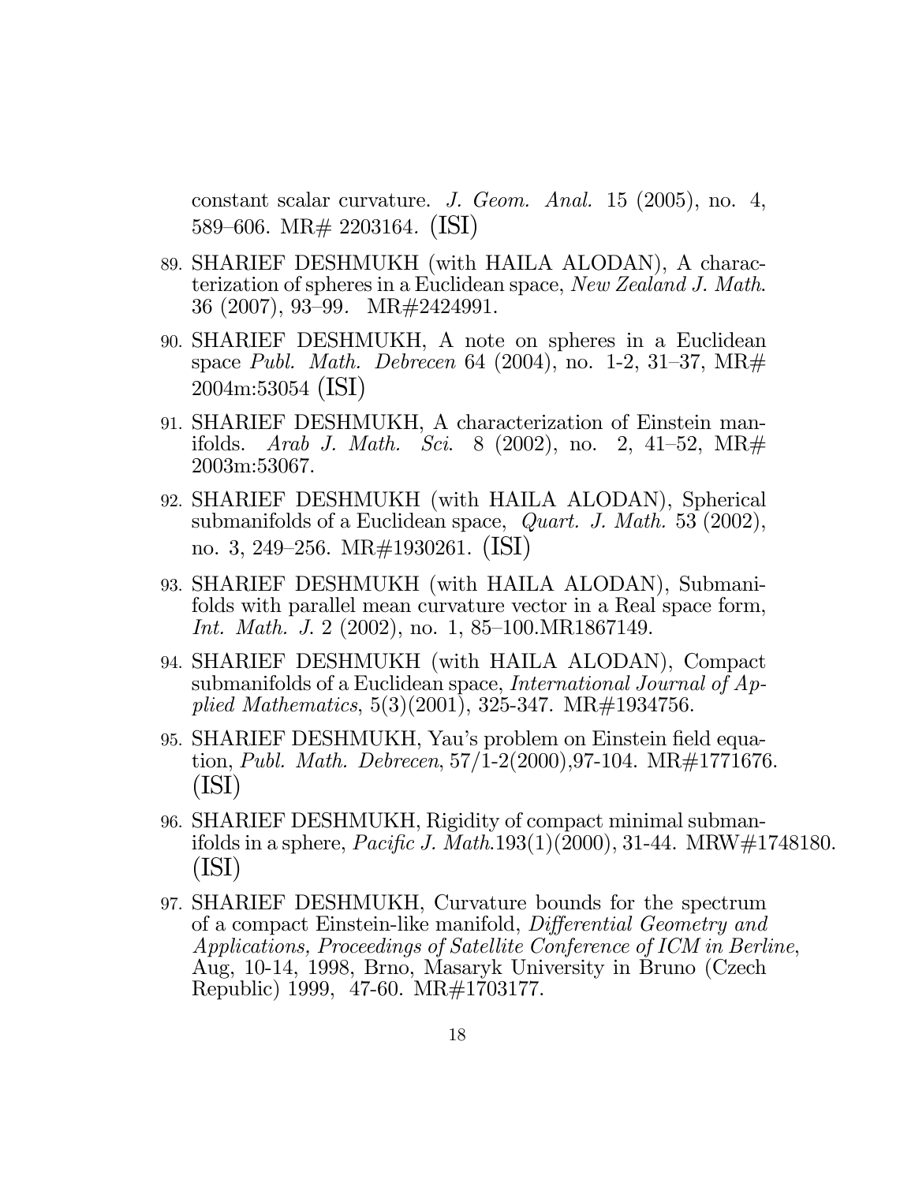constant scalar curvature. *J. Geom. Anal.* 15 (2005), no. 4, 589–606. MR# 2203164. (ISI)

89. SHARIEF DESHMUKH (with HAILA ALODAN), A characterization of spheres in a Euclidean space, *New Zealand J. Math.* 36 (2007), 93–99. MR#2424991.
90. SHARIEF DESHMUKH, A note on spheres in a Euclidean space *Publ. Math. Debrecen* 64 (2004), no. 1-2, 31–37, MR# 2004m:53054 (ISI)
91. SHARIEF DESHMUKH, A characterization of Einstein manifolds. *Arab J. Math. Sci.* 8 (2002), no. 2, 41–52, MR# 2003m:53067.
92. SHARIEF DESHMUKH (with HAILA ALODAN), Spherical submanifolds of a Euclidean space, *Quart. J. Math.* 53 (2002), no. 3, 249–256. MR#1930261. (ISI)
93. SHARIEF DESHMUKH (with HAILA ALODAN), Submanifolds with parallel mean curvature vector in a Real space form, *Int. Math. J.* 2 (2002), no. 1, 85–100.MR1867149.
94. SHARIEF DESHMUKH (with HAILA ALODAN), Compact submanifolds of a Euclidean space, *International Journal of Applied Mathematics*, 5(3)(2001), 325-347. MR#1934756.
95. SHARIEF DESHMUKH, Yau's problem on Einstein field equation, *Publ. Math. Debrecen*, 57/1-2(2000),97-104. MR#1771676. (ISI)
96. SHARIEF DESHMUKH, Rigidity of compact minimal submanifolds in a sphere, *Pacific J. Math.*193(1)(2000), 31-44. MRW#1748180. (ISI)
97. SHARIEF DESHMUKH, Curvature bounds for the spectrum of a compact Einstein-like manifold, *Differential Geometry and Applications, Proceedings of Satellite Conference of ICM in Berline*, Aug, 10-14, 1998, Brno, Masaryk University in Bruno (Czech Republic) 1999, 47-60. MR#1703177.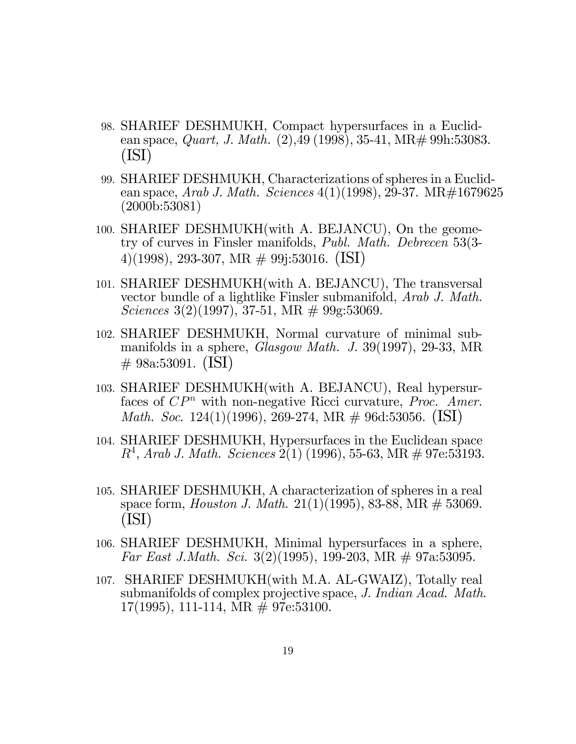98. SHARIEF DESHMUKH, Compact hypersurfaces in a Euclidean space, *Quart, J. Math.* (2),49 (1998), 35-41, MR# 99h:53083. (ISI)

99. SHARIEF DESHMUKH, Characterizations of spheres in a Euclidean space, *Arab J. Math. Sciences* 4(1)(1998), 29-37. MR#1679625 (2000b:53081)

100. SHARIEF DESHMUKH(with A. BEJANCU), On the geometry of curves in Finsler manifolds, *Publ. Math. Debrecen* 53(3-4)(1998), 293-307, MR # 99j:53016. (ISI)

101. SHARIEF DESHMUKH(with A. BEJANCU), The transversal vector bundle of a lightlike Finsler submanifold, *Arab J. Math. Sciences* 3(2)(1997), 37-51, MR # 99g:53069.

102. SHARIEF DESHMUKH, Normal curvature of minimal submanifolds in a sphere, *Glasgow Math. J.* 39(1997), 29-33, MR # 98a:53091. (ISI)

103. SHARIEF DESHMUKH(with A. BEJANCU), Real hypersurfaces of $CP^n$ with non-negative Ricci curvature, *Proc. Amer. Math. Soc.* 124(1)(1996), 269-274, MR # 96d:53056. (ISI)

104. SHARIEF DESHMUKH, Hypersurfaces in the Euclidean space $R^4$, *Arab J. Math. Sciences* 2(1) (1996), 55-63, MR # 97e:53193.

105. SHARIEF DESHMUKH, A characterization of spheres in a real space form, *Houston J. Math.* 21(1)(1995), 83-88, MR # 53069. (ISI)

106. SHARIEF DESHMUKH, Minimal hypersurfaces in a sphere, *Far East J.Math. Sci.* 3(2)(1995), 199-203, MR # 97a:53095.

107. SHARIEF DESHMUKH(with M.A. AL-GWAIZ), Totally real submanifolds of complex projective space, *J. Indian Acad. Math.* 17(1995), 111-114, MR # 97e:53100.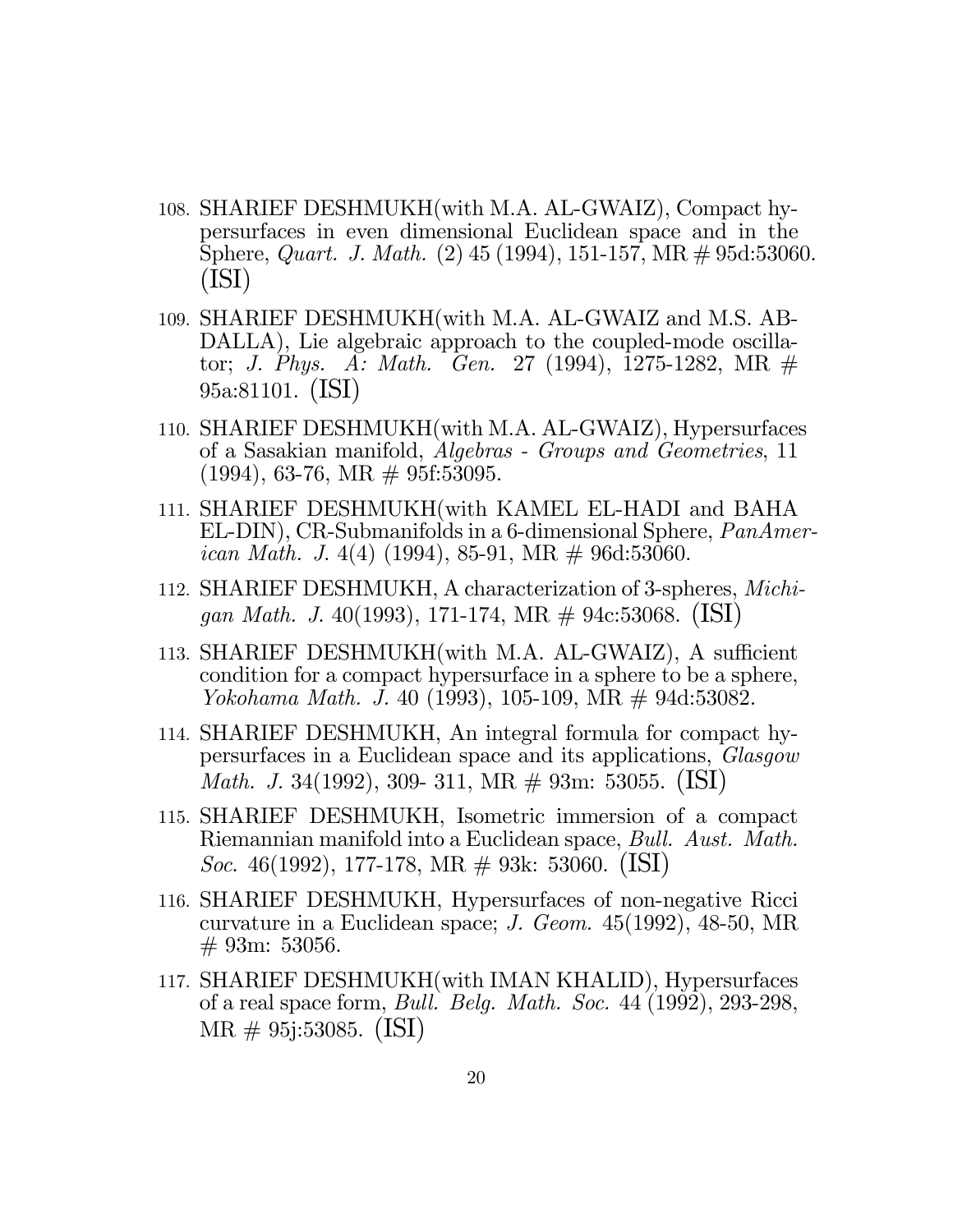108. SHARIEF DESHMUKH(with M.A. AL-GWAIZ), Compact hypersurfaces in even dimensional Euclidean space and in the Sphere, *Quart. J. Math.* (2) 45 (1994), 151-157, MR # 95d:53060. (ISI)

109. SHARIEF DESHMUKH(with M.A. AL-GWAIZ and M.S. ABDALLA), Lie algebraic approach to the coupled-mode oscillator; *J. Phys. A: Math. Gen.* 27 (1994), 1275-1282, MR # 95a:81101. (ISI)

110. SHARIEF DESHMUKH(with M.A. AL-GWAIZ), Hypersurfaces of a Sasakian manifold, *Algebras - Groups and Geometries*, 11 (1994), 63-76, MR # 95f:53095.

111. SHARIEF DESHMUKH(with KAMEL EL-HADI and BAHA EL-DIN), CR-Submanifolds in a 6-dimensional Sphere, *PanAmerican Math. J.* 4(4) (1994), 85-91, MR # 96d:53060.

112. SHARIEF DESHMUKH, A characterization of 3-spheres, *Michigan Math. J.* 40(1993), 171-174, MR # 94c:53068. (ISI)

113. SHARIEF DESHMUKH(with M.A. AL-GWAIZ), A sufficient condition for a compact hypersurface in a sphere to be a sphere, *Yokohama Math. J.* 40 (1993), 105-109, MR # 94d:53082.

114. SHARIEF DESHMUKH, An integral formula for compact hypersurfaces in a Euclidean space and its applications, *Glasgow Math. J.* 34(1992), 309- 311, MR # 93m: 53055. (ISI)

115. SHARIEF DESHMUKH, Isometric immersion of a compact Riemannian manifold into a Euclidean space, *Bull. Aust. Math. Soc.* 46(1992), 177-178, MR # 93k: 53060. (ISI)

116. SHARIEF DESHMUKH, Hypersurfaces of non-negative Ricci curvature in a Euclidean space; *J. Geom.* 45(1992), 48-50, MR # 93m: 53056.

117. SHARIEF DESHMUKH(with IMAN KHALID), Hypersurfaces of a real space form, *Bull. Belg. Math. Soc.* 44 (1992), 293-298, MR # 95j:53085. (ISI)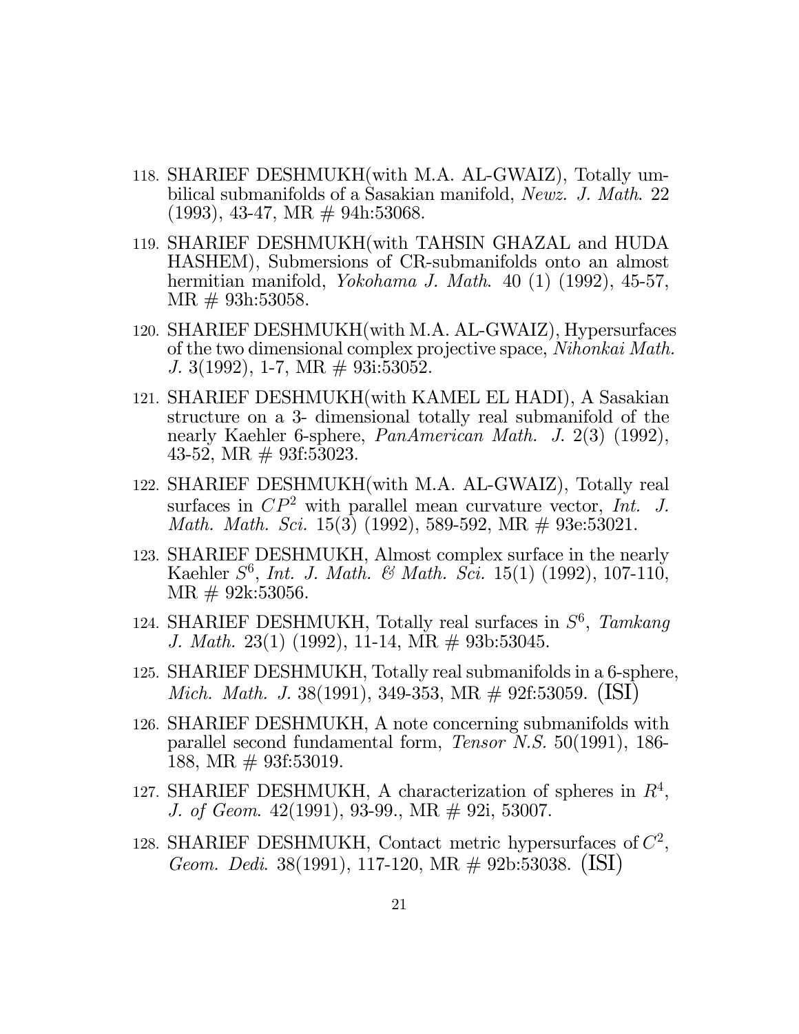118. SHARIEF DESHMUKH(with M.A. AL-GWAIZ), Totally umbilical submanifolds of a Sasakian manifold, *Newz. J. Math.* 22 (1993), 43-47, MR # 94h:53068.

119. SHARIEF DESHMUKH(with TAHSIN GHAZAL and HUDA HASHEM), Submersions of CR-submanifolds onto an almost hermitian manifold, *Yokohama J. Math.* 40 (1) (1992), 45-57, MR # 93h:53058.

120. SHARIEF DESHMUKH(with M.A. AL-GWAIZ), Hypersurfaces of the two dimensional complex projective space, *Nihonkai Math. J.* 3(1992), 1-7, MR # 93i:53052.

121. SHARIEF DESHMUKH(with KAMEL EL HADI), A Sasakian structure on a 3- dimensional totally real submanifold of the nearly Kaehler 6-sphere, *PanAmerican Math. J.* 2(3) (1992), 43-52, MR # 93f:53023.

122. SHARIEF DESHMUKH(with M.A. AL-GWAIZ), Totally real surfaces in $CP^2$ with parallel mean curvature vector, *Int. J. Math. Math. Sci.* 15(3) (1992), 589-592, MR # 93e:53021.

123. SHARIEF DESHMUKH, Almost complex surface in the nearly Kaehler $S^6$, *Int. J. Math. & Math. Sci.* 15(1) (1992), 107-110, MR # 92k:53056.

124. SHARIEF DESHMUKH, Totally real surfaces in $S^6$, *Tamkang J. Math.* 23(1) (1992), 11-14, MR # 93b:53045.

125. SHARIEF DESHMUKH, Totally real submanifolds in a 6-sphere, *Mich. Math. J.* 38(1991), 349-353, MR # 92f:53059. (ISI)

126. SHARIEF DESHMUKH, A note concerning submanifolds with parallel second fundamental form, *Tensor N.S.* 50(1991), 186-188, MR # 93f:53019.

127. SHARIEF DESHMUKH, A characterization of spheres in $R^4$, *J. of Geom.* 42(1991), 93-99., MR # 92i, 53007.

128. SHARIEF DESHMUKH, Contact metric hypersurfaces of $C^2$, *Geom. Dedi.* 38(1991), 117-120, MR # 92b:53038. (ISI)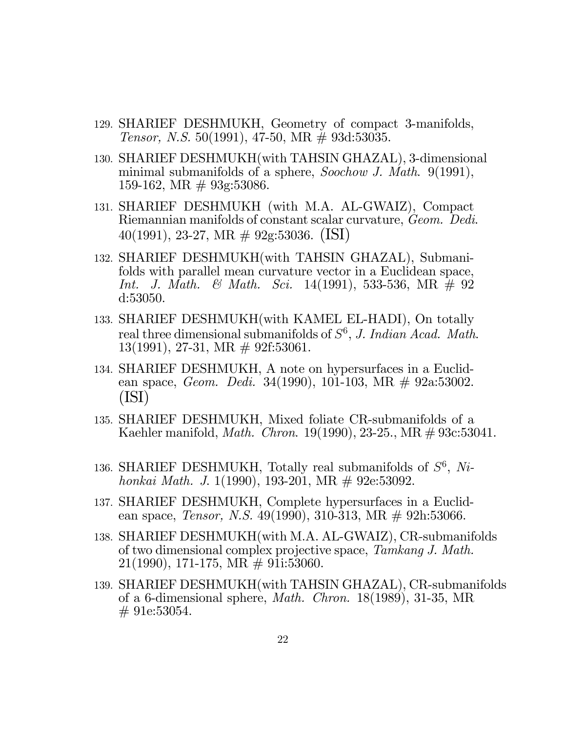129. SHARIEF DESHMUKH, Geometry of compact 3-manifolds, *Tensor, N.S.* 50(1991), 47-50, MR # 93d:53035.

130. SHARIEF DESHMUKH(with TAHSIN GHAZAL), 3-dimensional minimal submanifolds of a sphere, *Soochow J. Math.* 9(1991), 159-162, MR # 93g:53086.

131. SHARIEF DESHMUKH (with M.A. AL-GWAIZ), Compact Riemannian manifolds of constant scalar curvature, *Geom. Dedi.* 40(1991), 23-27, MR # 92g:53036. (ISI)

132. SHARIEF DESHMUKH(with TAHSIN GHAZAL), Submanifolds with parallel mean curvature vector in a Euclidean space, *Int. J. Math. & Math. Sci.* 14(1991), 533-536, MR # 92 d:53050.

133. SHARIEF DESHMUKH(with KAMEL EL-HADI), On totally real three dimensional submanifolds of $S^6$, *J. Indian Acad. Math.* 13(1991), 27-31, MR # 92f:53061.

134. SHARIEF DESHMUKH, A note on hypersurfaces in a Euclidean space, *Geom. Dedi.* 34(1990), 101-103, MR # 92a:53002. (ISI)

135. SHARIEF DESHMUKH, Mixed foliate CR-submanifolds of a Kaehler manifold, *Math. Chron.* 19(1990), 23-25., MR # 93c:53041.

136. SHARIEF DESHMUKH, Totally real submanifolds of $S^6$, *Nihonkai Math. J.* 1(1990), 193-201, MR # 92e:53092.

137. SHARIEF DESHMUKH, Complete hypersurfaces in a Euclidean space, *Tensor, N.S.* 49(1990), 310-313, MR # 92h:53066.

138. SHARIEF DESHMUKH(with M.A. AL-GWAIZ), CR-submanifolds of two dimensional complex projective space, *Tamkang J. Math.* 21(1990), 171-175, MR # 91i:53060.

139. SHARIEF DESHMUKH(with TAHSIN GHAZAL), CR-submanifolds of a 6-dimensional sphere, *Math. Chron.* 18(1989), 31-35, MR # 91e:53054.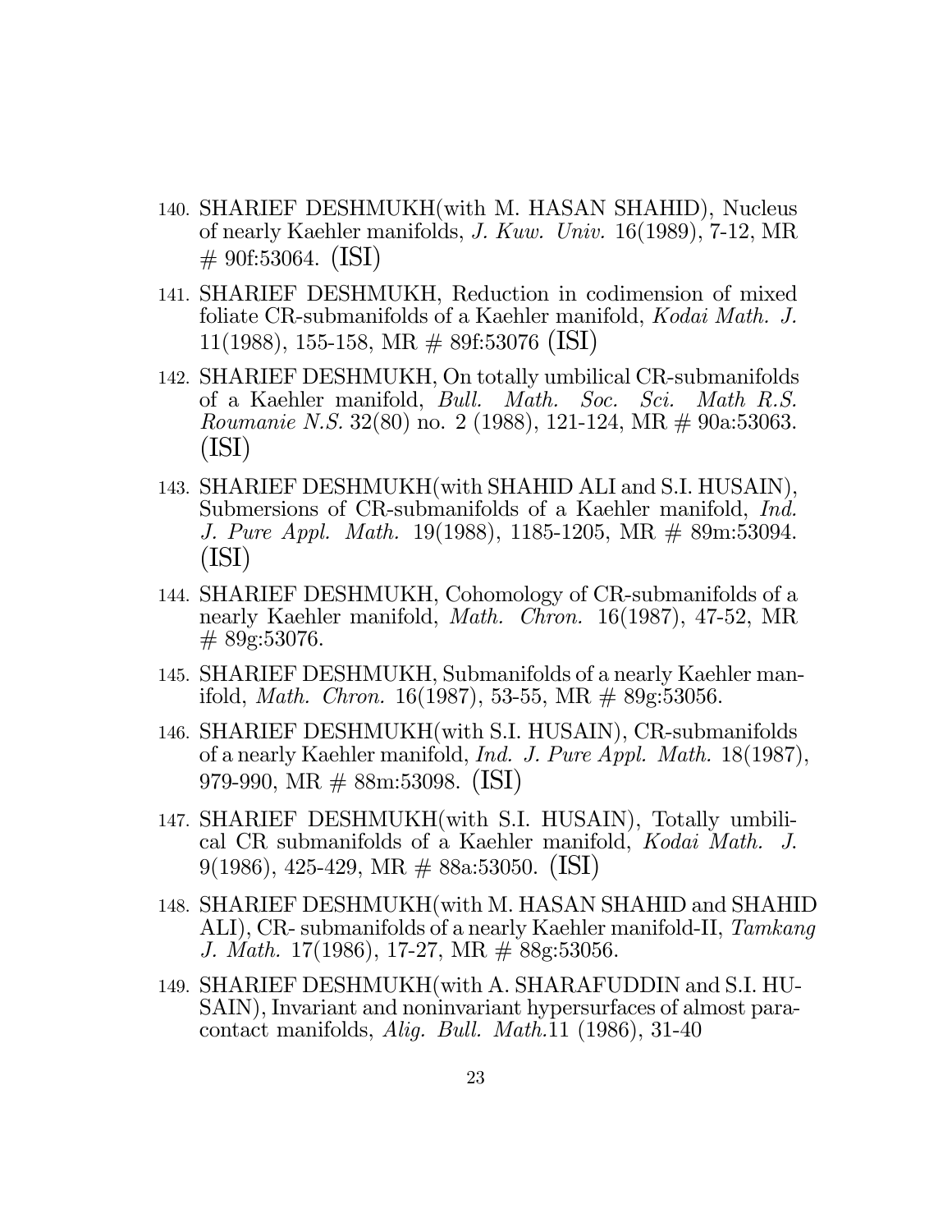140. SHARIEF DESHMUKH(with M. HASAN SHAHID), Nucleus of nearly Kaehler manifolds, *J. Kuw. Univ.* 16(1989), 7-12, MR # 90f:53064. (ISI)
141. SHARIEF DESHMUKH, Reduction in codimension of mixed foliate CR-submanifolds of a Kaehler manifold, *Kodai Math. J.* 11(1988), 155-158, MR # 89f:53076 (ISI)
142. SHARIEF DESHMUKH, On totally umbilical CR-submanifolds of a Kaehler manifold, *Bull. Math. Soc. Sci. Math R.S. Roumanie N.S.* 32(80) no. 2 (1988), 121-124, MR # 90a:53063. (ISI)
143. SHARIEF DESHMUKH(with SHAHID ALI and S.I. HUSAIN), Submersions of CR-submanifolds of a Kaehler manifold, *Ind. J. Pure Appl. Math.* 19(1988), 1185-1205, MR # 89m:53094. (ISI)
144. SHARIEF DESHMUKH, Cohomology of CR-submanifolds of a nearly Kaehler manifold, *Math. Chron.* 16(1987), 47-52, MR # 89g:53076.
145. SHARIEF DESHMUKH, Submanifolds of a nearly Kaehler manifold, *Math. Chron.* 16(1987), 53-55, MR # 89g:53056.
146. SHARIEF DESHMUKH(with S.I. HUSAIN), CR-submanifolds of a nearly Kaehler manifold, *Ind. J. Pure Appl. Math.* 18(1987), 979-990, MR # 88m:53098. (ISI)
147. SHARIEF DESHMUKH(with S.I. HUSAIN), Totally umbilical CR submanifolds of a Kaehler manifold, *Kodai Math. J.* 9(1986), 425-429, MR # 88a:53050. (ISI)
148. SHARIEF DESHMUKH(with M. HASAN SHAHID and SHAHID ALI), CR- submanifolds of a nearly Kaehler manifold-II, *Tamkang J. Math.* 17(1986), 17-27, MR # 88g:53056.
149. SHARIEF DESHMUKH(with A. SHARAFUDDIN and S.I. HUSAIN), Invariant and noninvariant hypersurfaces of almost paracontact manifolds, *Alig. Bull. Math.*11 (1986), 31-40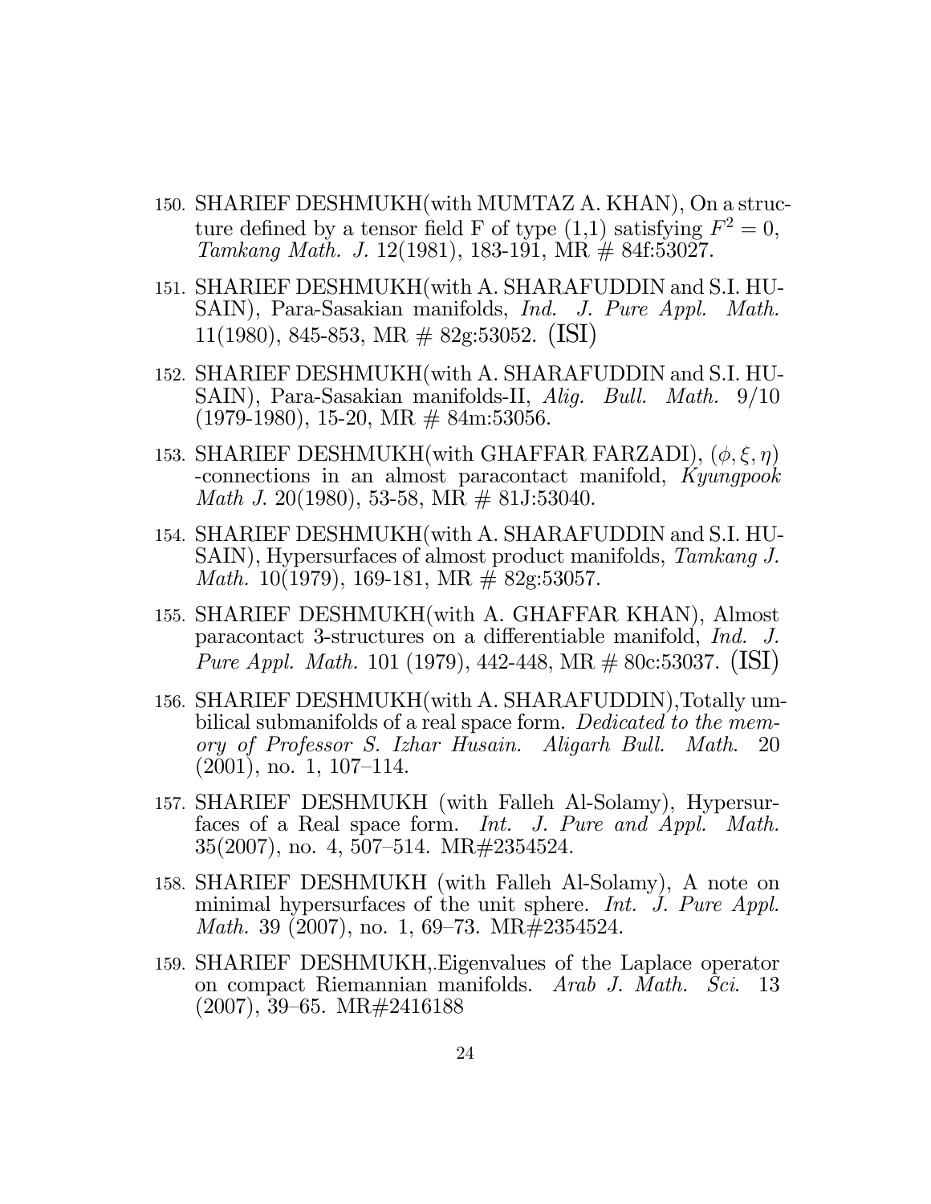150. SHARIEF DESHMUKH(with MUMTAZ A. KHAN), On a structure defined by a tensor field F of type (1,1) satisfying $F^2 = 0$, *Tamkang Math. J.* 12(1981), 183-191, MR # 84f:53027.

151. SHARIEF DESHMUKH(with A. SHARAFUDDIN and S.I. HUSAIN), Para-Sasakian manifolds, *Ind. J. Pure Appl. Math.* 11(1980), 845-853, MR # 82g:53052. (ISI)

152. SHARIEF DESHMUKH(with A. SHARAFUDDIN and S.I. HUSAIN), Para-Sasakian manifolds-II, *Alig. Bull. Math.* 9/10 (1979-1980), 15-20, MR # 84m:53056.

153. SHARIEF DESHMUKH(with GHAFFAR FARZADI), $(\phi, \xi, \eta)$ -connections in an almost paracontact manifold, *Kyungpook Math J.* 20(1980), 53-58, MR # 81J:53040.

154. SHARIEF DESHMUKH(with A. SHARAFUDDIN and S.I. HUSAIN), Hypersurfaces of almost product manifolds, *Tamkang J. Math.* 10(1979), 169-181, MR # 82g:53057.

155. SHARIEF DESHMUKH(with A. GHAFFAR KHAN), Almost paracontact 3-structures on a differentiable manifold, *Ind. J. Pure Appl. Math.* 101 (1979), 442-448, MR # 80c:53037. (ISI)

156. SHARIEF DESHMUKH(with A. SHARAFUDDIN),Totally umbilical submanifolds of a real space form. *Dedicated to the memory of Professor S. Izhar Husain. Aligarh Bull. Math.* 20 (2001), no. 1, 107–114.

157. SHARIEF DESHMUKH (with Falleh Al-Solamy), Hypersurfaces of a Real space form. *Int. J. Pure and Appl. Math.* 35(2007), no. 4, 507–514. MR#2354524.

158. SHARIEF DESHMUKH (with Falleh Al-Solamy), A note on minimal hypersurfaces of the unit sphere. *Int. J. Pure Appl. Math.* 39 (2007), no. 1, 69–73. MR#2354524.

159. SHARIEF DESHMUKH,.Eigenvalues of the Laplace operator on compact Riemannian manifolds. *Arab J. Math. Sci.* 13 (2007), 39–65. MR#2416188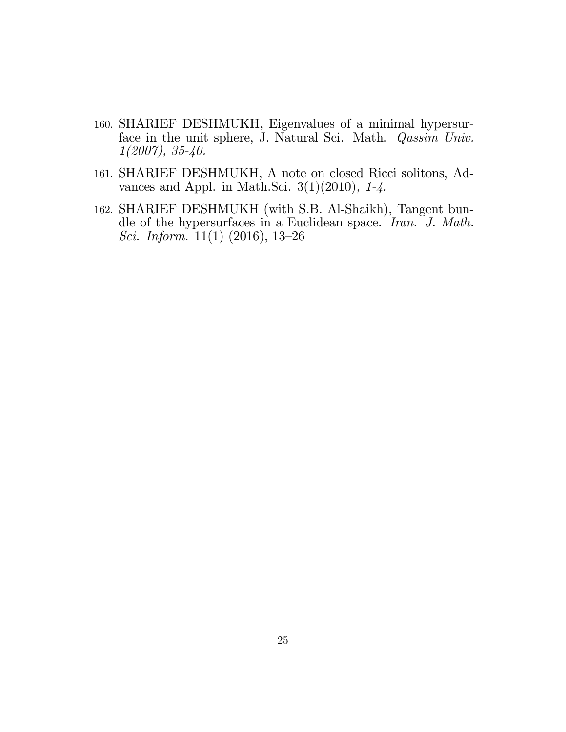160. SHARIEF DESHMUKH, Eigenvalues of a minimal hypersurface in the unit sphere, J. Natural Sci. Math. *Qassim Univ. 1(2007), 35-40.*

161. SHARIEF DESHMUKH, A note on closed Ricci solitons, Advances and Appl. in Math.Sci. 3(1)(2010)*, 1-4.*

162. SHARIEF DESHMUKH (with S.B. Al-Shaikh), Tangent bundle of the hypersurfaces in a Euclidean space. *Iran. J. Math. Sci. Inform.* 11(1) (2016), 13–26